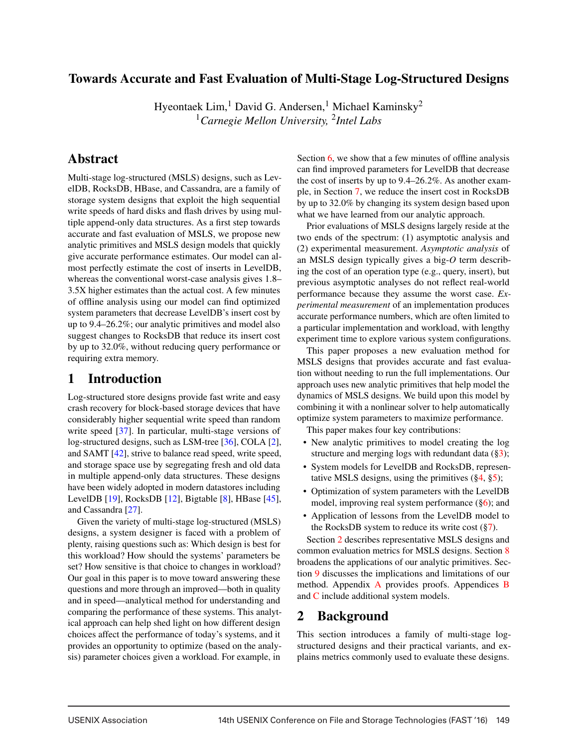# Towards Accurate and Fast Evaluation of Multi-Stage Log-Structured Designs

Hyeontaek Lim,[1] David G. Andersen,[1] Michael Kaminsky[2]

[1]*Carnegie Mellon University,* [2]*Intel Labs*

## Abstract

Multi-stage log-structured (MSLS) designs, such as LevelDB, RocksDB, HBase, and Cassandra, are a family of storage system designs that exploit the high sequential write speeds of hard disks and flash drives by using multiple append-only data structures. As a first step towards accurate and fast evaluation of MSLS, we propose new analytic primitives and MSLS design models that quickly give accurate performance estimates. Our model can almost perfectly estimate the cost of inserts in LevelDB, whereas the conventional worst-case analysis gives 1.8–3.5X higher estimates than the actual cost. A few minutes of offline analysis using our model can find optimized system parameters that decrease LevelDB's insert cost by up to 9.4–26.2%; our analytic primitives and model also suggest changes to RocksDB that reduce its insert cost by up to 32.0%, without reducing query performance or requiring extra memory.

## 1 Introduction

Log-structured store designs provide fast write and easy crash recovery for block-based storage devices that have considerably higher sequential write speed than random write speed [37]. In particular, multi-stage versions of log-structured designs, such as LSM-tree [36], COLA [2], and SAMT [42], strive to balance read speed, write speed, and storage space use by segregating fresh and old data in multiple append-only data structures. These designs have been widely adopted in modern datastores including LevelDB [19], RocksDB [12], Bigtable [8], HBase [45], and Cassandra [27].

Given the variety of multi-stage log-structured (MSLS) designs, a system designer is faced with a problem of plenty, raising questions such as: Which design is best for this workload? How should the systems' parameters be set? How sensitive is that choice to changes in workload? Our goal in this paper is to move toward answering these questions and more through an improved—both in quality and in speed—analytical method for understanding and comparing the performance of these systems. This analytical approach can help shed light on how different design choices affect the performance of today's systems, and it provides an opportunity to optimize (based on the analysis) parameter choices given a workload. For example, in Section 6, we show that a few minutes of offline analysis can find improved parameters for LevelDB that decrease the cost of inserts by up to 9.4–26.2%. As another example, in Section 7, we reduce the insert cost in RocksDB by up to 32.0% by changing its system design based upon what we have learned from our analytic approach.

Prior evaluations of MSLS designs largely reside at the two ends of the spectrum: (1) asymptotic analysis and (2) experimental measurement. *Asymptotic analysis* of an MSLS design typically gives a big-*O* term describing the cost of an operation type (e.g., query, insert), but previous asymptotic analyses do not reflect real-world performance because they assume the worst case. *Experimental measurement* of an implementation produces accurate performance numbers, which are often limited to a particular implementation and workload, with lengthy experiment time to explore various system configurations.

This paper proposes a new evaluation method for MSLS designs that provides accurate and fast evaluation without needing to run the full implementations. Our approach uses new analytic primitives that help model the dynamics of MSLS designs. We build upon this model by combining it with a nonlinear solver to help automatically optimize system parameters to maximize performance.

This paper makes four key contributions:

- New analytic primitives to model creating the log structure and merging logs with redundant data (§3);
- System models for LevelDB and RocksDB, representative MSLS designs, using the primitives (§4, §5);
- Optimization of system parameters with the LevelDB model, improving real system performance (§6); and
- Application of lessons from the LevelDB model to the RocksDB system to reduce its write cost (§7).

Section 2 describes representative MSLS designs and common evaluation metrics for MSLS designs. Section 8 broadens the applications of our analytic primitives. Section 9 discusses the implications and limitations of our method. Appendix A provides proofs. Appendices B and C include additional system models.

## 2 Background

This section introduces a family of multi-stage log-structured designs and their practical variants, and explains metrics commonly used to evaluate these designs.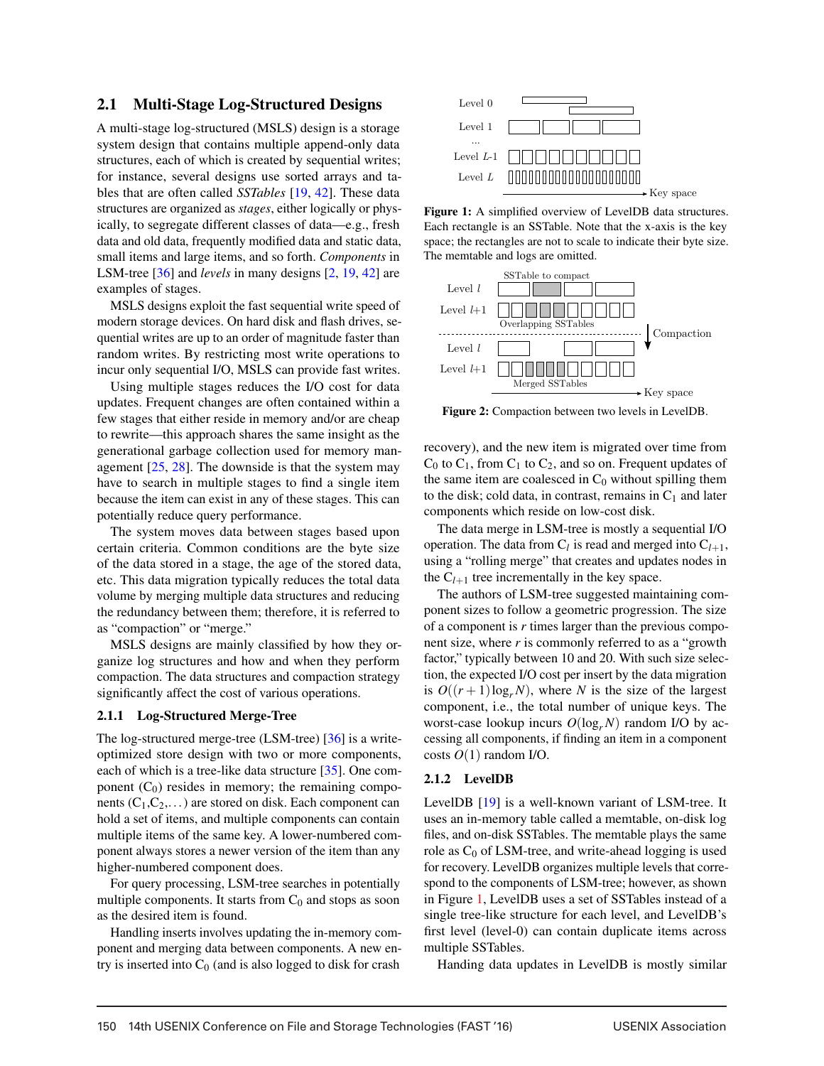### 2.1 Multi-Stage Log-Structured Designs

A multi-stage log-structured (MSLS) design is a storage system design that contains multiple append-only data structures, each of which is created by sequential writes; for instance, several designs use sorted arrays and tables that are often called *SSTables* [19, 42]. These data structures are organized as *stages*, either logically or physically, to segregate different classes of data—e.g., fresh data and old data, frequently modified data and static data, small items and large items, and so forth. *Components* in LSM-tree [36] and *levels* in many designs [2, 19, 42] are examples of stages.

MSLS designs exploit the fast sequential write speed of modern storage devices. On hard disk and flash drives, sequential writes are up to an order of magnitude faster than random writes. By restricting most write operations to incur only sequential I/O, MSLS can provide fast writes.

Using multiple stages reduces the I/O cost for data updates. Frequent changes are often contained within a few stages that either reside in memory and/or are cheap to rewrite—this approach shares the same insight as the generational garbage collection used for memory management [25, 28]. The downside is that the system may have to search in multiple stages to find a single item because the item can exist in any of these stages. This can potentially reduce query performance.

The system moves data between stages based upon certain criteria. Common conditions are the byte size of the data stored in a stage, the age of the stored data, etc. This data migration typically reduces the total data volume by merging multiple data structures and reducing the redundancy between them; therefore, it is referred to as "compaction" or "merge."

MSLS designs are mainly classified by how they organize log structures and how and when they perform compaction. The data structures and compaction strategy significantly affect the cost of various operations.

#### 2.1.1 Log-Structured Merge-Tree

The log-structured merge-tree (LSM-tree) [36] is a write-optimized store design with two or more components, each of which is a tree-like data structure [35]. One component ($C_0$) resides in memory; the remaining components ($C_1, C_2, \ldots$) are stored on disk. Each component can hold a set of items, and multiple components can contain multiple items of the same key. A lower-numbered component always stores a newer version of the item than any higher-numbered component does.

For query processing, LSM-tree searches in potentially multiple components. It starts from $C_0$ and stops as soon as the desired item is found.

Handling inserts involves updating the in-memory component and merging data between components. A new entry is inserted into $C_0$ (and is also logged to disk for crash recovery), and the new item is migrated over time from $C_0$ to $C_1$, from $C_1$ to $C_2$, and so on. Frequent updates of the same item are coalesced in $C_0$ without spilling them to the disk; cold data, in contrast, remains in $C_1$ and later components which reside on low-cost disk.

The data merge in LSM-tree is mostly a sequential I/O operation. The data from $C_l$ is read and merged into $C_{l+1}$, using a "rolling merge" that creates and updates nodes in the $C_{l+1}$ tree incrementally in the key space.

The authors of LSM-tree suggested maintaining component sizes to follow a geometric progression. The size of a component is $r$ times larger than the previous component size, where $r$ is commonly referred to as a "growth factor," typically between 10 and 20. With such size selection, the expected I/O cost per insert by the data migration is $O((r+1)\log_r N)$, where $N$ is the size of the largest component, i.e., the total number of unique keys. The worst-case lookup incurs $O(\log_r N)$ random I/O by accessing all components, if finding an item in a component costs $O(1)$ random I/O.

**Figure 1:** A simplified overview of LevelDB data structures. Each rectangle is an SSTable. Note that the x-axis is the key space; the rectangles are not to scale to indicate their byte size. The memtable and logs are omitted.

**Figure 2:** Compaction between two levels in LevelDB.

#### 2.1.2 LevelDB

LevelDB [19] is a well-known variant of LSM-tree. It uses an in-memory table called a memtable, on-disk log files, and on-disk SSTables. The memtable plays the same role as $C_0$ of LSM-tree, and write-ahead logging is used for recovery. LevelDB organizes multiple levels that correspond to the components of LSM-tree; however, as shown in Figure 1, LevelDB uses a set of SSTables instead of a single tree-like structure for each level, and LevelDB's first level (level-0) can contain duplicate items across multiple SSTables.

Handing data updates in LevelDB is mostly similar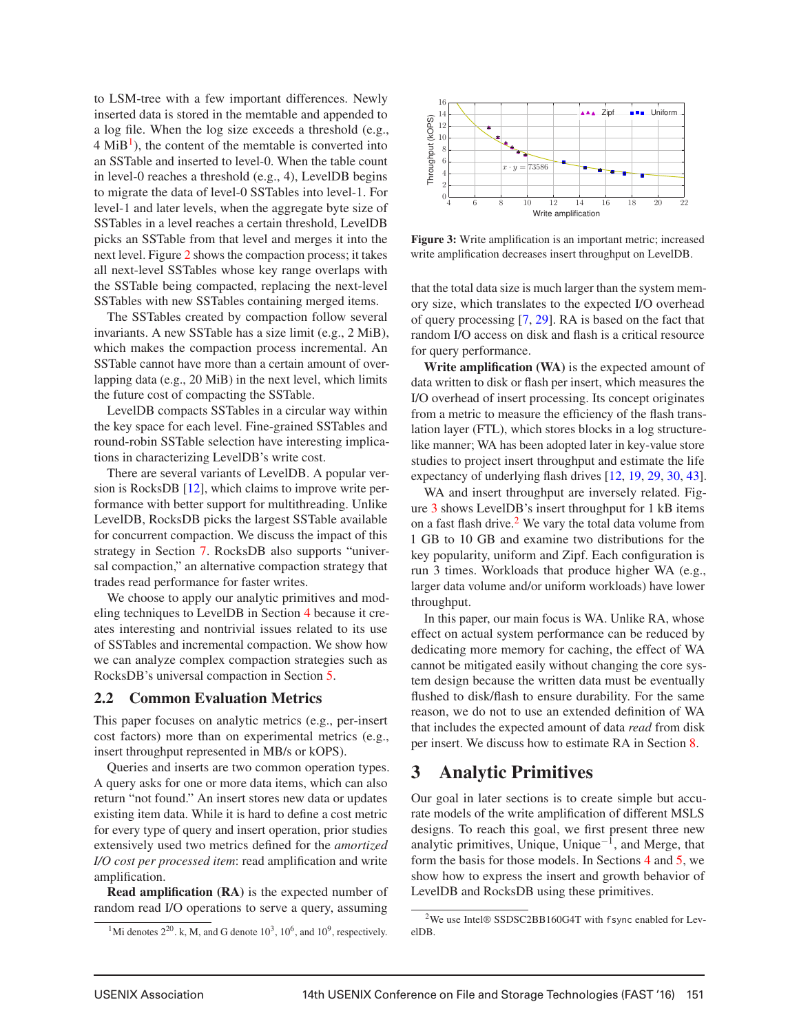to LSM-tree with a few important differences. Newly inserted data is stored in the memtable and appended to a log file. When the log size exceeds a threshold (e.g., 4 MiB[1]), the content of the memtable is converted into an SSTable and inserted to level-0. When the table count in level-0 reaches a threshold (e.g., 4), LevelDB begins to migrate the data of level-0 SSTables into level-1. For level-1 and later levels, when the aggregate byte size of SSTables in a level reaches a certain threshold, LevelDB picks an SSTable from that level and merges it into the next level. Figure 2 shows the compaction process; it takes all next-level SSTables whose key range overlaps with the SSTable being compacted, replacing the next-level SSTables with new SSTables containing merged items.

The SSTables created by compaction follow several invariants. A new SSTable has a size limit (e.g., 2 MiB), which makes the compaction process incremental. An SSTable cannot have more than a certain amount of overlapping data (e.g., 20 MiB) in the next level, which limits the future cost of compacting the SSTable.

LevelDB compacts SSTables in a circular way within the key space for each level. Fine-grained SSTables and round-robin SSTable selection have interesting implications in characterizing LevelDB's write cost.

There are several variants of LevelDB. A popular version is RocksDB [12], which claims to improve write performance with better support for multithreading. Unlike LevelDB, RocksDB picks the largest SSTable available for concurrent compaction. We discuss the impact of this strategy in Section 7. RocksDB also supports "universal compaction," an alternative compaction strategy that trades read performance for faster writes.

We choose to apply our analytic primitives and modeling techniques to LevelDB in Section 4 because it creates interesting and nontrivial issues related to its use of SSTables and incremental compaction. We show how we can analyze complex compaction strategies such as RocksDB's universal compaction in Section 5.

### 2.2 Common Evaluation Metrics

This paper focuses on analytic metrics (e.g., per-insert cost factors) more than on experimental metrics (e.g., insert throughput represented in MB/s or kOPS).

Queries and inserts are two common operation types. A query asks for one or more data items, which can also return "not found." An insert stores new data or updates existing item data. While it is hard to define a cost metric for every type of query and insert operation, prior studies extensively used two metrics defined for the *amortized I/O cost per processed item*: read amplification and write amplification.

**Read amplification (RA)** is the expected number of random read I/O operations to serve a query, assuming that the total data size is much larger than the system memory size, which translates to the expected I/O overhead of query processing [7, 29]. RA is based on the fact that random I/O access on disk and flash is a critical resource for query performance.

[1] Mi denotes $2^{20}$. k, M, and G denote $10^3$, $10^6$, and $10^9$, respectively.

**Figure 3:** Write amplification is an important metric; increased write amplification decreases insert throughput on LevelDB.

**Write amplification (WA)** is the expected amount of data written to disk or flash per insert, which measures the I/O overhead of insert processing. Its concept originates from a metric to measure the efficiency of the flash translation layer (FTL), which stores blocks in a log structure-like manner; WA has been adopted later in key-value store studies to project insert throughput and estimate the life expectancy of underlying flash drives [12, 19, 29, 30, 43].

WA and insert throughput are inversely related. Figure 3 shows LevelDB's insert throughput for 1 kB items on a fast flash drive.[2] We vary the total data volume from 1 GB to 10 GB and examine two distributions for the key popularity, uniform and Zipf. Each configuration is run 3 times. Workloads that produce higher WA (e.g., larger data volume and/or uniform workloads) have lower throughput.

In this paper, our main focus is WA. Unlike RA, whose effect on actual system performance can be reduced by dedicating more memory for caching, the effect of WA cannot be mitigated easily without changing the core system design because the written data must be eventually flushed to disk/flash to ensure durability. For the same reason, we do not to use an extended definition of WA that includes the expected amount of data *read* from disk per insert. We discuss how to estimate RA in Section 8.

## 3 Analytic Primitives

Our goal in later sections is to create simple but accurate models of the write amplification of different MSLS designs. To reach this goal, we first present three new analytic primitives, Unique, Unique$^{-1}$, and Merge, that form the basis for those models. In Sections 4 and 5, we show how to express the insert and growth behavior of LevelDB and RocksDB using these primitives.

[2] We use Intel® SSDSC2BB160G4T with fsync enabled for LevelDB.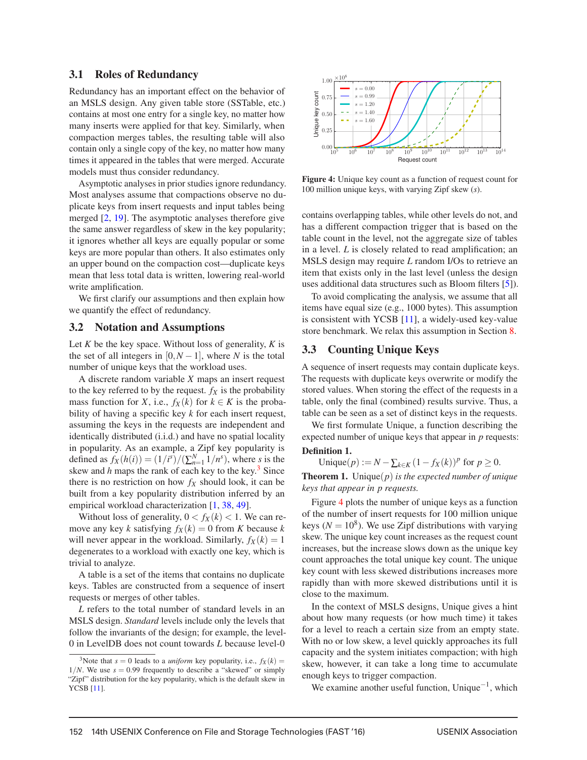### 3.1 Roles of Redundancy

Redundancy has an important effect on the behavior of an MSLS design. Any given table store (SSTable, etc.) contains at most one entry for a single key, no matter how many inserts were applied for that key. Similarly, when compaction merges tables, the resulting table will also contain only a single copy of the key, no matter how many times it appeared in the tables that were merged. Accurate models must thus consider redundancy.

Asymptotic analyses in prior studies ignore redundancy. Most analyses assume that compactions observe no duplicate keys from insert requests and input tables being merged [2, 19]. The asymptotic analyses therefore give the same answer regardless of skew in the key popularity; it ignores whether all keys are equally popular or some keys are more popular than others. It also estimates only an upper bound on the compaction cost—duplicate keys mean that less total data is written, lowering real-world write amplification.

We first clarify our assumptions and then explain how we quantify the effect of redundancy.

### 3.2 Notation and Assumptions

Let $K$ be the key space. Without loss of generality, $K$ is the set of all integers in $[0, N-1]$, where $N$ is the total number of unique keys that the workload uses.

A discrete random variable $X$ maps an insert request to the key referred to by the request. $f_X$ is the probability mass function for $X$, i.e., $f_X(k)$ for $k \in K$ is the probability of having a specific key $k$ for each insert request, assuming the keys in the requests are independent and identically distributed (i.i.d.) and have no spatial locality in popularity. As an example, a Zipf key popularity is defined as $f_X(h(i)) = (1/i^s)/(\sum_{n=1}^{N} 1/n^s)$, where $s$ is the skew and $h$ maps the rank of each key to the key.[3] Since there is no restriction on how $f_X$ should look, it can be built from a key popularity distribution inferred by an empirical workload characterization [1, 38, 49].

Without loss of generality, $0 < f_X(k) < 1$. We can remove any key $k$ satisfying $f_X(k) = 0$ from $K$ because $k$ will never appear in the workload. Similarly, $f_X(k) = 1$ degenerates to a workload with exactly one key, which is trivial to analyze.

A table is a set of the items that contains no duplicate keys. Tables are constructed from a sequence of insert requests or merges of other tables.

$L$ refers to the total number of standard levels in an MSLS design. *Standard* levels include only the levels that follow the invariants of the design; for example, the level-0 in LevelDB does not count towards $L$ because level-0 contains overlapping tables, while other levels do not, and has a different compaction trigger that is based on the table count in the level, not the aggregate size of tables in a level. $L$ is closely related to read amplification; an MSLS design may require $L$ random I/Os to retrieve an item that exists only in the last level (unless the design uses additional data structures such as Bloom filters [5]).

To avoid complicating the analysis, we assume that all items have equal size (e.g., 1000 bytes). This assumption is consistent with YCSB [11], a widely-used key-value store benchmark. We relax this assumption in Section 8.

[3] Note that $s = 0$ leads to a *uniform* key popularity, i.e., $f_X(k) = 1/N$. We use $s = 0.99$ frequently to describe a "skewed" or simply "Zipf" distribution for the key popularity, which is the default skew in YCSB [11].

**Figure 4:** Unique key count as a function of request count for 100 million unique keys, with varying Zipf skew ($s$).

### 3.3 Counting Unique Keys

A sequence of insert requests may contain duplicate keys. The requests with duplicate keys overwrite or modify the stored values. When storing the effect of the requests in a table, only the final (combined) results survive. Thus, a table can be seen as a set of distinct keys in the requests.

We first formulate Unique, a function describing the expected number of unique keys that appear in $p$ requests:

**Definition 1.**
$$\text{Unique}(p) := N - \sum_{k \in K} (1 - f_X(k))^p \text{ for } p \geq 0.$$

**Theorem 1.** *Unique($p$) is the expected number of unique keys that appear in $p$ requests.*

Figure 4 plots the number of unique keys as a function of the number of insert requests for 100 million unique keys ($N = 10^8$). We use Zipf distributions with varying skew. The unique key count increases as the request count increases, but the increase slows down as the unique key count approaches the total unique key count. The unique key count with less skewed distributions increases more rapidly than with more skewed distributions until it is close to the maximum.

In the context of MSLS designs, Unique gives a hint about how many requests (or how much time) it takes for a level to reach a certain size from an empty state. With no or low skew, a level quickly approaches its full capacity and the system initiates compaction; with high skew, however, it can take a long time to accumulate enough keys to trigger compaction.

We examine another useful function, $\text{Unique}^{-1}$, which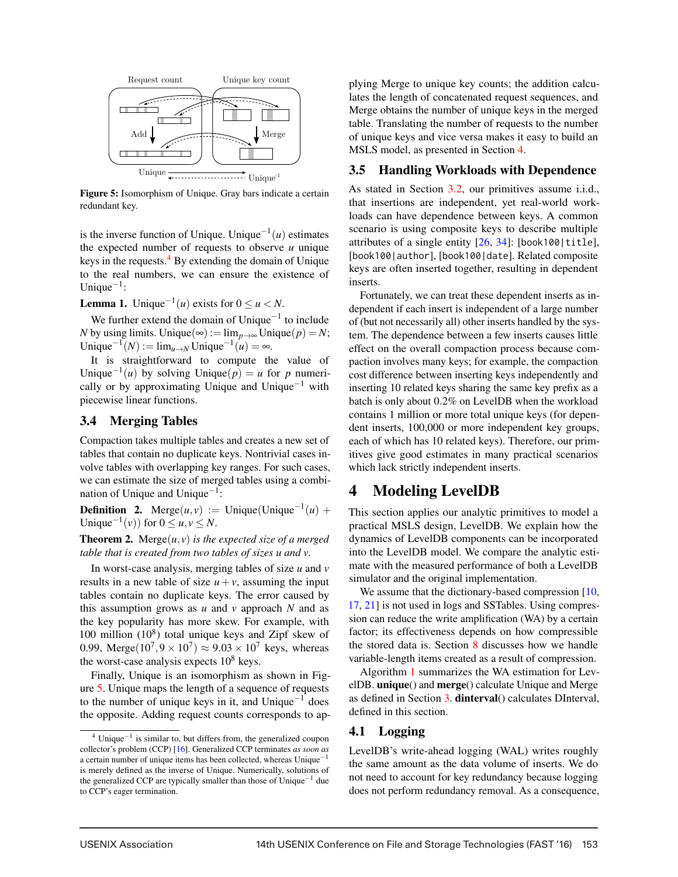Request count Unique key count

Add Merge

Unique Unique$^{-1}$

**Figure 5:** Isomorphism of Unique. Gray bars indicate a certain redundant key.

is the inverse function of Unique. $\text{Unique}^{-1}(u)$ estimates the expected number of requests to observe $u$ unique keys in the requests.[4] By extending the domain of Unique to the real numbers, we can ensure the existence of $\text{Unique}^{-1}$:

**Lemma 1.** $\text{Unique}^{-1}(u)$ exists for $0 \le u < N$.

We further extend the domain of $\text{Unique}^{-1}$ to include $N$ by using limits. $\text{Unique}(\infty) := \lim_{p\to\infty} \text{Unique}(p) = N$; $\text{Unique}^{-1}(N) := \lim_{u\to N} \text{Unique}^{-1}(u) = \infty$.

It is straightforward to compute the value of $\text{Unique}^{-1}(u)$ by solving $\text{Unique}(p) = u$ for $p$ numerically or by approximating Unique and $\text{Unique}^{-1}$ with piecewise linear functions.

### 3.4 Merging Tables

Compaction takes multiple tables and creates a new set of tables that contain no duplicate keys. Nontrivial cases involve tables with overlapping key ranges. For such cases, we can estimate the size of merged tables using a combination of Unique and $\text{Unique}^{-1}$:

**Definition 2.** $\text{Merge}(u,v) := \text{Unique}(\text{Unique}^{-1}(u) + \text{Unique}^{-1}(v))$ for $0 \le u, v \le N$.

**Theorem 2.** *$\text{Merge}(u,v)$ is the expected size of a merged table that is created from two tables of sizes $u$ and $v$.*

In worst-case analysis, merging tables of size $u$ and $v$ results in a new table of size $u+v$, assuming the input tables contain no duplicate keys. The error caused by this assumption grows as $u$ and $v$ approach $N$ and as the key popularity has more skew. For example, with 100 million ($10^8$) total unique keys and Zipf skew of 0.99, $\text{Merge}(10^7, 9\times10^7) \approx 9.03\times10^7$ keys, whereas the worst-case analysis expects $10^8$ keys.

Finally, Unique is an isomorphism as shown in Figure 5. Unique maps the length of a sequence of requests to the number of unique keys in it, and $\text{Unique}^{-1}$ does the opposite. Adding request counts corresponds to applying Merge to unique key counts; the addition calculates the length of concatenated request sequences, and Merge obtains the number of unique keys in the merged table. Translating the number of requests to the number of unique keys and vice versa makes it easy to build an MSLS model, as presented in Section 4.

[4] $\text{Unique}^{-1}$ is similar to, but differs from, the generalized coupon collector's problem (CCP) [16]. Generalized CCP terminates *as soon as* a certain number of unique items has been collected, whereas $\text{Unique}^{-1}$ is merely defined as the inverse of Unique. Numerically, solutions of the generalized CCP are typically smaller than those of $\text{Unique}^{-1}$ due to CCP's eager termination.

### 3.5 Handling Workloads with Dependence

As stated in Section 3.2, our primitives assume i.i.d., that insertions are independent, yet real-world workloads can have dependence between keys. A common scenario is using composite keys to describe multiple attributes of a single entity [26, 34]: `[book100|title]`, `[book100|author]`, `[book100|date]`. Related composite keys are often inserted together, resulting in dependent inserts.

Fortunately, we can treat these dependent inserts as independent if each insert is independent of a large number of (but not necessarily all) other inserts handled by the system. The dependence between a few inserts causes little effect on the overall compaction process because compaction involves many keys; for example, the compaction cost difference between inserting keys independently and inserting 10 related keys sharing the same key prefix as a batch is only about 0.2% on LevelDB when the workload contains 1 million or more total unique keys (for dependent inserts, 100,000 or more independent key groups, each of which has 10 related keys). Therefore, our primitives give good estimates in many practical scenarios which lack strictly independent inserts.

## 4 Modeling LevelDB

This section applies our analytic primitives to model a practical MSLS design, LevelDB. We explain how the dynamics of LevelDB components can be incorporated into the LevelDB model. We compare the analytic estimate with the measured performance of both a LevelDB simulator and the original implementation.

We assume that the dictionary-based compression [10, 17, 21] is not used in logs and SSTables. Using compression can reduce the write amplification (WA) by a certain factor; its effectiveness depends on how compressible the stored data is. Section 8 discusses how we handle variable-length items created as a result of compression.

Algorithm 1 summarizes the WA estimation for LevelDB. **unique**() and **merge**() calculate Unique and Merge as defined in Section 3. **dinterval**() calculates DInterval, defined in this section.

### 4.1 Logging

LevelDB's write-ahead logging (WAL) writes roughly the same amount as the data volume of inserts. We do not need to account for key redundancy because logging does not perform redundancy removal. As a consequence,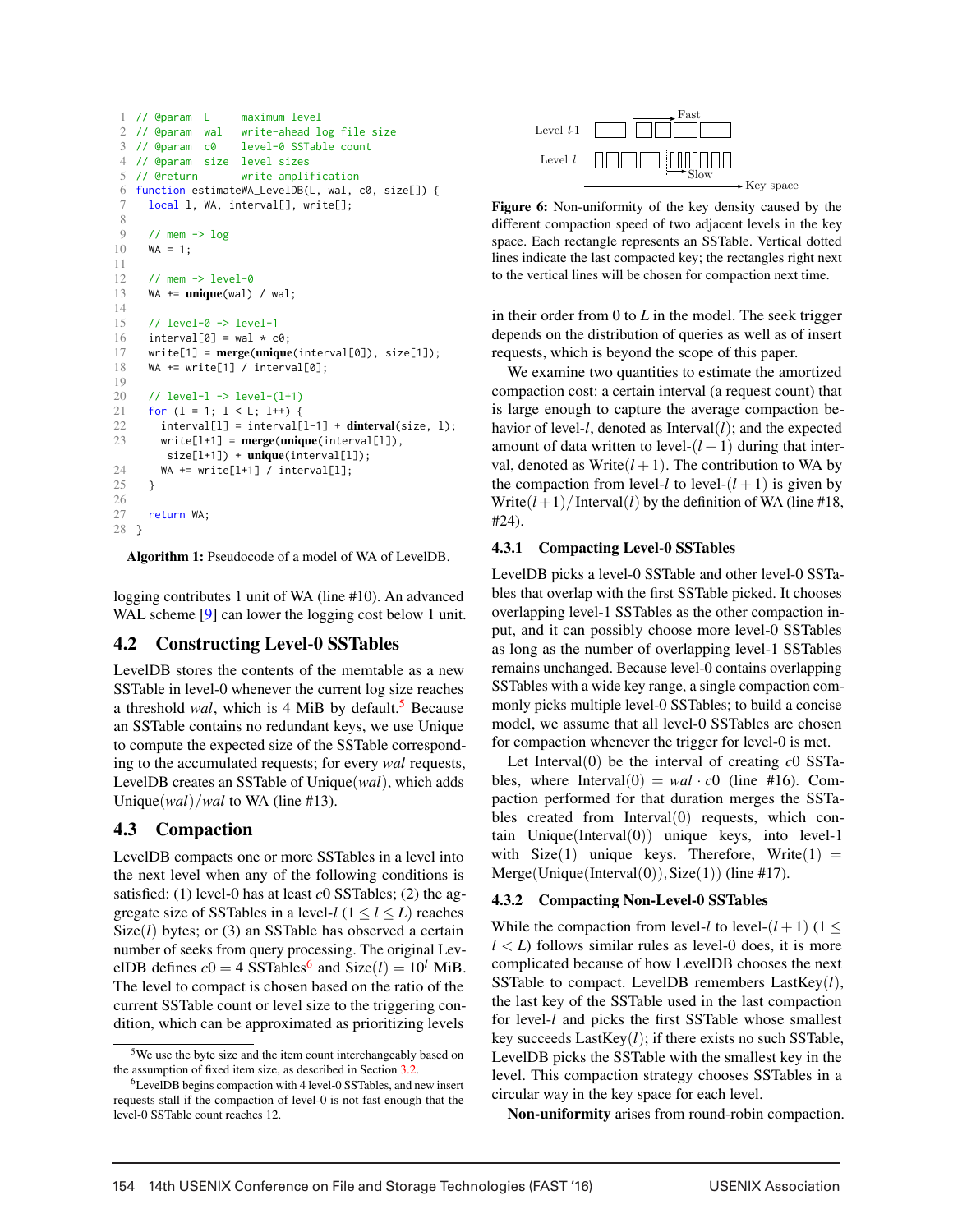```
 1  // @param  L     maximum level
 2  // @param  wal   write-ahead log file size
 3  // @param  c0    level-0 SSTable count
 4  // @param  size  level sizes
 5  // @return       write amplification
 6  function estimateWA_LevelDB(L, wal, c0, size[]) {
 7    local l, WA, interval[], write[];
 8
 9    // mem -> log
10    WA = 1;
11
12    // mem -> level-0
13    WA += unique(wal) / wal;
14
15    // level-0 -> level-1
16    interval[0] = wal * c0;
17    write[1] = merge(unique(interval[0]), size[1]);
18    WA += write[1] / interval[0];
19
20    // level-l -> level-(l+1)
21    for (l = 1; l < L; l++) {
22      interval[l] = interval[l-1] + dinterval(size, l);
23      write[l+1] = merge(unique(interval[l]),
         size[l+1]) + unique(interval[l]);
24      WA += write[l+1] / interval[l];
25    }
26
27    return WA;
28  }
```

**Algorithm 1:** Pseudocode of a model of WA of LevelDB.

logging contributes 1 unit of WA (line #10). An advanced WAL scheme [9] can lower the logging cost below 1 unit.

## 4.2 Constructing Level-0 SSTables

LevelDB stores the contents of the memtable as a new SSTable in level-0 whenever the current log size reaches a threshold *wal*, which is 4 MiB by default.[5] Because an SSTable contains no redundant keys, we use Unique to compute the expected size of the SSTable corresponding to the accumulated requests; for every *wal* requests, LevelDB creates an SSTable of Unique(*wal*), which adds Unique(*wal*)/*wal* to WA (line #13).

## 4.3 Compaction

LevelDB compacts one or more SSTables in a level into the next level when any of the following conditions is satisfied: (1) level-0 has at least $c0$ SSTables; (2) the aggregate size of SSTables in a level-$l$ ($1 \leq l \leq L$) reaches Size($l$) bytes; or (3) an SSTable has observed a certain number of seeks from query processing. The original LevelDB defines $c0 = 4$ SSTables[6] and Size($l$) $= 10^l$ MiB. The level to compact is chosen based on the ratio of the current SSTable count or level size to the triggering condition, which can be approximated as prioritizing levels in their order from 0 to $L$ in the model. The seek trigger depends on the distribution of queries as well as of insert requests, which is beyond the scope of this paper.

[5] We use the byte size and the item count interchangeably based on the assumption of fixed item size, as described in Section 3.2.

[6] LevelDB begins compaction with 4 level-0 SSTables, and new insert requests stall if the compaction of level-0 is not fast enough that the level-0 SSTable count reaches 12.

Figure 6: Non-uniformity of the key density caused by the different compaction speed of two adjacent levels in the key space. Each rectangle represents an SSTable. Vertical dotted lines indicate the last compacted key; the rectangles right next to the vertical lines will be chosen for compaction next time.

We examine two quantities to estimate the amortized compaction cost: a certain interval (a request count) that is large enough to capture the average compaction behavior of level-$l$, denoted as Interval($l$); and the expected amount of data written to level-($l+1$) during that interval, denoted as Write($l+1$). The contribution to WA by the compaction from level-$l$ to level-($l+1$) is given by Write($l+1$)/Interval($l$) by the definition of WA (line #18, #24).

### 4.3.1 Compacting Level-0 SSTables

LevelDB picks a level-0 SSTable and other level-0 SSTables that overlap with the first SSTable picked. It chooses overlapping level-1 SSTables as the other compaction input, and it can possibly choose more level-0 SSTables as long as the number of overlapping level-1 SSTables remains unchanged. Because level-0 contains overlapping SSTables with a wide key range, a single compaction commonly picks multiple level-0 SSTables; to build a concise model, we assume that all level-0 SSTables are chosen for compaction whenever the trigger for level-0 is met.

Let Interval(0) be the interval of creating $c0$ SSTables, where Interval(0) $= wal \cdot c0$ (line #16). Compaction performed for that duration merges the SSTables created from Interval(0) requests, which contain Unique(Interval(0)) unique keys, into level-1 with Size(1) unique keys. Therefore, Write(1) $=$ Merge(Unique(Interval(0)), Size(1)) (line #17).

### 4.3.2 Compacting Non-Level-0 SSTables

While the compaction from level-$l$ to level-($l+1$) ($1 \leq l < L$) follows similar rules as level-0 does, it is more complicated because of how LevelDB chooses the next SSTable to compact. LevelDB remembers LastKey($l$), the last key of the SSTable used in the last compaction for level-$l$ and picks the first SSTable whose smallest key succeeds LastKey($l$); if there exists no such SSTable, LevelDB picks the SSTable with the smallest key in the level. This compaction strategy chooses SSTables in a circular way in the key space for each level.

**Non-uniformity** arises from round-robin compaction.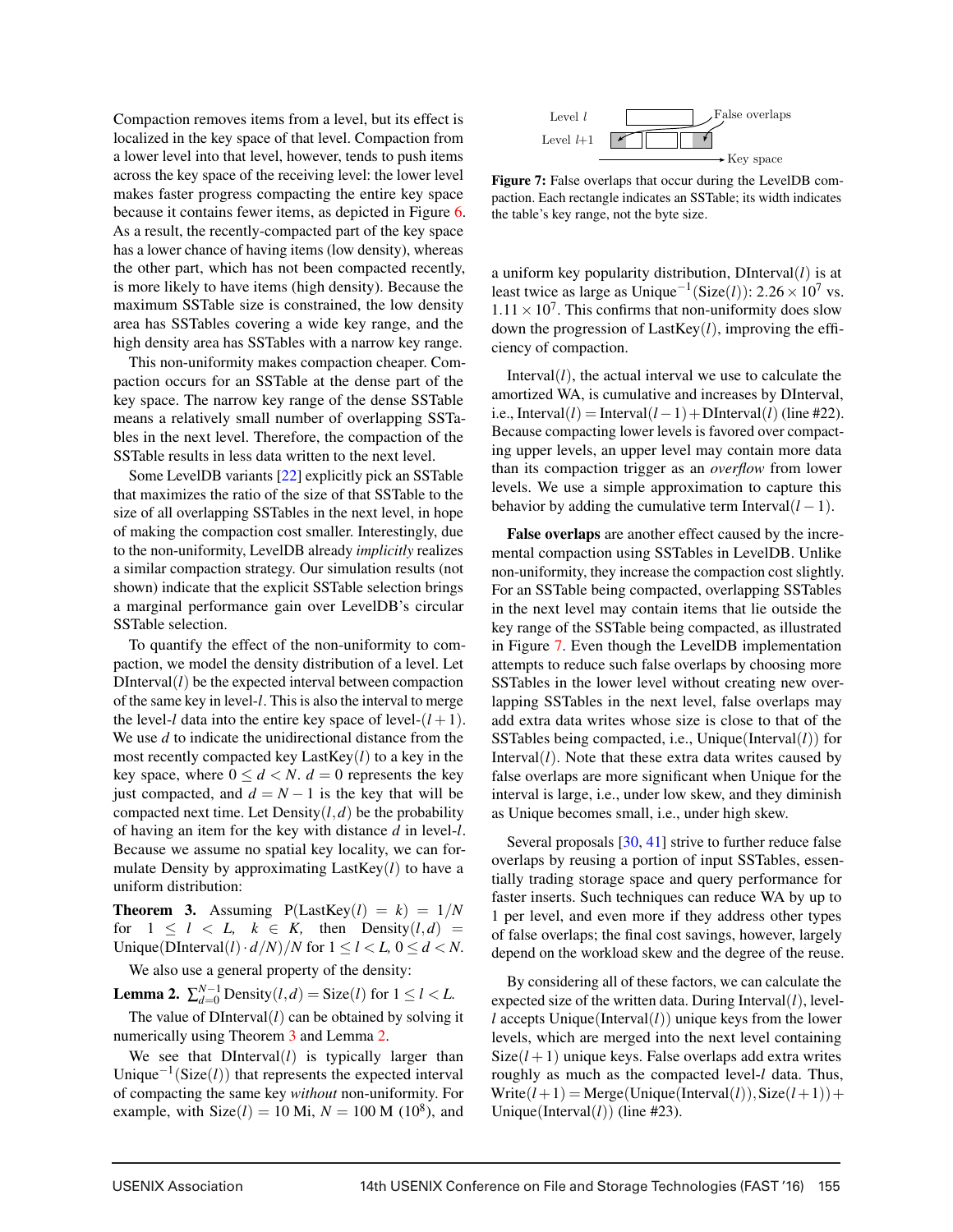Compaction removes items from a level, but its effect is localized in the key space of that level. Compaction from a lower level into that level, however, tends to push items across the key space of the receiving level: the lower level makes faster progress compacting the entire key space because it contains fewer items, as depicted in Figure 6. As a result, the recently-compacted part of the key space has a lower chance of having items (low density), whereas the other part, which has not been compacted recently, is more likely to have items (high density). Because the maximum SSTable size is constrained, the low density area has SSTables covering a wide key range, and the high density area has SSTables with a narrow key range.

This non-uniformity makes compaction cheaper. Compaction occurs for an SSTable at the dense part of the key space. The narrow key range of the dense SSTable means a relatively small number of overlapping SSTables in the next level. Therefore, the compaction of the SSTable results in less data written to the next level.

Some LevelDB variants [22] explicitly pick an SSTable that maximizes the ratio of the size of that SSTable to the size of all overlapping SSTables in the next level, in hope of making the compaction cost smaller. Interestingly, due to the non-uniformity, LevelDB already *implicitly* realizes a similar compaction strategy. Our simulation results (not shown) indicate that the explicit SSTable selection brings a marginal performance gain over LevelDB's circular SSTable selection.

To quantify the effect of the non-uniformity to compaction, we model the density distribution of a level. Let $\text{DInterval}(l)$ be the expected interval between compaction of the same key in level-$l$. This is also the interval to merge the level-$l$ data into the entire key space of level-$(l+1)$. We use $d$ to indicate the unidirectional distance from the most recently compacted key $\text{LastKey}(l)$ to a key in the key space, where $0 \le d < N$. $d = 0$ represents the key just compacted, and $d = N-1$ is the key that will be compacted next time. Let $\text{Density}(l, d)$ be the probability of having an item for the key with distance $d$ in level-$l$. Because we assume no spatial key locality, we can formulate Density by approximating $\text{LastKey}(l)$ to have a uniform distribution:

**Theorem 3.** Assuming $P(\text{LastKey}(l) = k) = 1/N$ for $1 \le l < L$, $k \in K$, then $\text{Density}(l, d) = \text{Unique}(\text{DInterval}(l) \cdot d/N)/N$ for $1 \le l < L$, $0 \le d < N$.

We also use a general property of the density:

**Lemma 2.** $\sum_{d=0}^{N-1} \text{Density}(l, d) = \text{Size}(l)$ for $1 \le l < L$.

The value of $\text{DInterval}(l)$ can be obtained by solving it numerically using Theorem 3 and Lemma 2.

We see that $\text{DInterval}(l)$ is typically larger than $\text{Unique}^{-1}(\text{Size}(l))$ that represents the expected interval of compacting the same key *without* non-uniformity. For example, with $\text{Size}(l) = 10$ Mi, $N = 100$ M ($10^8$), and a uniform key popularity distribution, $\text{DInterval}(l)$ is at least twice as large as $\text{Unique}^{-1}(\text{Size}(l))$: $2.26 \times 10^7$ vs. $1.11 \times 10^7$. This confirms that non-uniformity does slow down the progression of $\text{LastKey}(l)$, improving the efficiency of compaction.

$\text{Interval}(l)$, the actual interval we use to calculate the amortized WA, is cumulative and increases by $\text{DInterval}$, i.e., $\text{Interval}(l) = \text{Interval}(l-1) + \text{DInterval}(l)$ (line #22). Because compacting lower levels is favored over compacting upper levels, an upper level may contain more data than its compaction trigger as an *overflow* from lower levels. We use a simple approximation to capture this behavior by adding the cumulative term $\text{Interval}(l-1)$.

Figure 7: False overlaps that occur during the LevelDB compaction. Each rectangle indicates an SSTable; its width indicates the table's key range, not the byte size.

**False overlaps** are another effect caused by the incremental compaction using SSTables in LevelDB. Unlike non-uniformity, they increase the compaction cost slightly. For an SSTable being compacted, overlapping SSTables in the next level may contain items that lie outside the key range of the SSTable being compacted, as illustrated in Figure 7. Even though the LevelDB implementation attempts to reduce such false overlaps by choosing more SSTables in the lower level without creating new overlapping SSTables in the next level, false overlaps may add extra data writes whose size is close to that of the SSTables being compacted, i.e., $\text{Unique}(\text{Interval}(l))$ for $\text{Interval}(l)$. Note that these extra data writes caused by false overlaps are more significant when Unique for the interval is large, i.e., under low skew, and they diminish as Unique becomes small, i.e., under high skew.

Several proposals [30, 41] strive to further reduce false overlaps by reusing a portion of input SSTables, essentially trading storage space and query performance for faster inserts. Such techniques can reduce WA by up to 1 per level, and even more if they address other types of false overlaps; the final cost savings, however, largely depend on the workload skew and the degree of the reuse.

By considering all of these factors, we can calculate the expected size of the written data. During $\text{Interval}(l)$, level-$l$ accepts $\text{Unique}(\text{Interval}(l))$ unique keys from the lower levels, which are merged into the next level containing $\text{Size}(l+1)$ unique keys. False overlaps add extra writes roughly as much as the compacted level-$l$ data. Thus, $\text{Write}(l+1) = \text{Merge}(\text{Unique}(\text{Interval}(l)), \text{Size}(l+1)) + \text{Unique}(\text{Interval}(l))$ (line #23).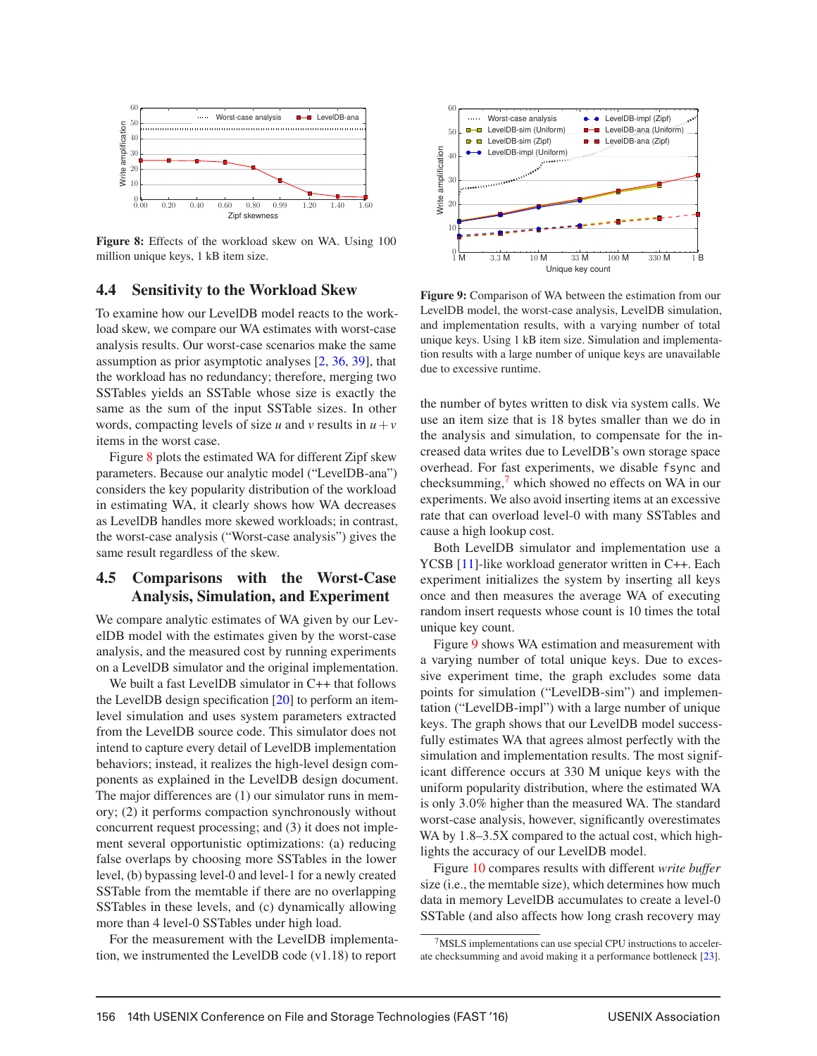Figure 8: Effects of the workload skew on WA. Using 100 million unique keys, 1 kB item size.

## 4.4 Sensitivity to the Workload Skew

To examine how our LevelDB model reacts to the workload skew, we compare our WA estimates with worst-case analysis results. Our worst-case scenarios make the same assumption as prior asymptotic analyses [2, 36, 39], that the workload has no redundancy; therefore, merging two SSTables yields an SSTable whose size is exactly the same as the sum of the input SSTable sizes. In other words, compacting levels of size $u$ and $v$ results in $u+v$ items in the worst case.

Figure 8 plots the estimated WA for different Zipf skew parameters. Because our analytic model ("LevelDB-ana") considers the key popularity distribution of the workload in estimating WA, it clearly shows how WA decreases as LevelDB handles more skewed workloads; in contrast, the worst-case analysis ("Worst-case analysis") gives the same result regardless of the skew.

## 4.5 Comparisons with the Worst-Case Analysis, Simulation, and Experiment

We compare analytic estimates of WA given by our LevelDB model with the estimates given by the worst-case analysis, and the measured cost by running experiments on a LevelDB simulator and the original implementation.

We built a fast LevelDB simulator in C++ that follows the LevelDB design specification [20] to perform an item-level simulation and uses system parameters extracted from the LevelDB source code. This simulator does not intend to capture every detail of LevelDB implementation behaviors; instead, it realizes the high-level design components as explained in the LevelDB design document. The major differences are (1) our simulator runs in memory; (2) it performs compaction synchronously without concurrent request processing; and (3) it does not implement several opportunistic optimizations: (a) reducing false overlaps by choosing more SSTables in the lower level, (b) bypassing level-0 and level-1 for a newly created SSTable from the memtable if there are no overlapping SSTables in these levels, and (c) dynamically allowing more than 4 level-0 SSTables under high load.

For the measurement with the LevelDB implementation, we instrumented the LevelDB code (v1.18) to report

Figure 9: Comparison of WA between the estimation from our LevelDB model, the worst-case analysis, LevelDB simulation, and implementation results, with a varying number of total unique keys. Using 1 kB item size. Simulation and implementation results with a large number of unique keys are unavailable due to excessive runtime.

the number of bytes written to disk via system calls. We use an item size that is 18 bytes smaller than we do in the analysis and simulation, to compensate for the increased data writes due to LevelDB's own storage space overhead. For fast experiments, we disable `fsync` and checksumming,[7] which showed no effects on WA in our experiments. We also avoid inserting items at an excessive rate that can overload level-0 with many SSTables and cause a high lookup cost.

Both LevelDB simulator and implementation use a YCSB [11]-like workload generator written in C++. Each experiment initializes the system by inserting all keys once and then measures the average WA of executing random insert requests whose count is 10 times the total unique key count.

Figure 9 shows WA estimation and measurement with a varying number of total unique keys. Due to excessive experiment time, the graph excludes some data points for simulation ("LevelDB-sim") and implementation ("LevelDB-impl") with a large number of unique keys. The graph shows that our LevelDB model successfully estimates WA that agrees almost perfectly with the simulation and implementation results. The most significant difference occurs at 330 M unique keys with the uniform popularity distribution, where the estimated WA is only 3.0% higher than the measured WA. The standard worst-case analysis, however, significantly overestimates WA by 1.8–3.5X compared to the actual cost, which highlights the accuracy of our LevelDB model.

Figure 10 compares results with different *write buffer* size (i.e., the memtable size), which determines how much data in memory LevelDB accumulates to create a level-0 SSTable (and also affects how long crash recovery may

[7] MSLS implementations can use special CPU instructions to accelerate checksumming and avoid making it a performance bottleneck [23].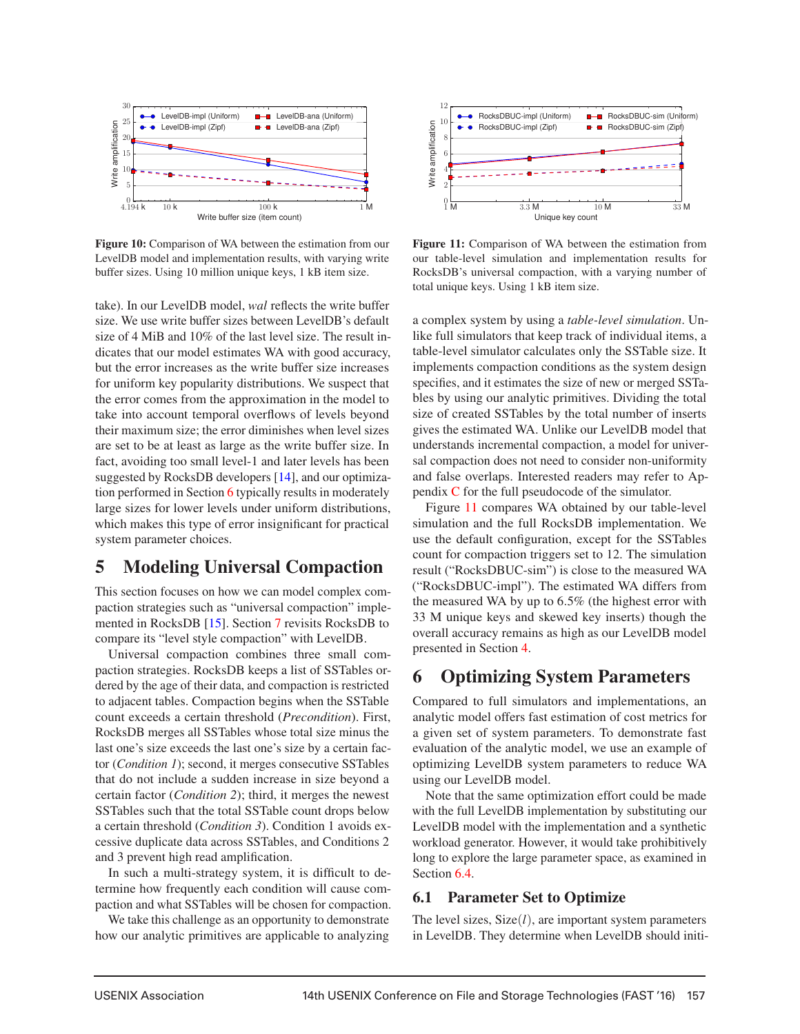Figure 10: Comparison of WA between the estimation from our LevelDB model and implementation results, with varying write buffer sizes. Using 10 million unique keys, 1 kB item size.

Figure 11: Comparison of WA between the estimation from our table-level simulation and implementation results for RocksDB's universal compaction, with a varying number of total unique keys. Using 1 kB item size.

take). In our LevelDB model, *wal* reflects the write buffer size. We use write buffer sizes between LevelDB's default size of 4 MiB and 10% of the last level size. The result indicates that our model estimates WA with good accuracy, but the error increases as the write buffer size increases for uniform key popularity distributions. We suspect that the error comes from the approximation in the model to take into account temporal overflows of levels beyond their maximum size; the error diminishes when level sizes are set to be at least as large as the write buffer size. In fact, avoiding too small level-1 and later levels has been suggested by RocksDB developers [14], and our optimization performed in Section 6 typically results in moderately large sizes for lower levels under uniform distributions, which makes this type of error insignificant for practical system parameter choices.

# 5 Modeling Universal Compaction

This section focuses on how we can model complex compaction strategies such as "universal compaction" implemented in RocksDB [15]. Section 7 revisits RocksDB to compare its "level style compaction" with LevelDB.

Universal compaction combines three small compaction strategies. RocksDB keeps a list of SSTables ordered by the age of their data, and compaction is restricted to adjacent tables. Compaction begins when the SSTable count exceeds a certain threshold (*Precondition*). First, RocksDB merges all SSTables whose total size minus the last one's size exceeds the last one's size by a certain factor (*Condition 1*); second, it merges consecutive SSTables that do not include a sudden increase in size beyond a certain factor (*Condition 2*); third, it merges the newest SSTables such that the total SSTable count drops below a certain threshold (*Condition 3*). Condition 1 avoids excessive duplicate data across SSTables, and Conditions 2 and 3 prevent high read amplification.

In such a multi-strategy system, it is difficult to determine how frequently each condition will cause compaction and what SSTables will be chosen for compaction.

We take this challenge as an opportunity to demonstrate how our analytic primitives are applicable to analyzing a complex system by using a *table-level simulation*. Unlike full simulators that keep track of individual items, a table-level simulator calculates only the SSTable size. It implements compaction conditions as the system design specifies, and it estimates the size of new or merged SSTables by using our analytic primitives. Dividing the total size of created SSTables by the total number of inserts gives the estimated WA. Unlike our LevelDB model that understands incremental compaction, a model for universal compaction does not need to consider non-uniformity and false overlaps. Interested readers may refer to Appendix C for the full pseudocode of the simulator.

Figure 11 compares WA obtained by our table-level simulation and the full RocksDB implementation. We use the default configuration, except for the SSTables count for compaction triggers set to 12. The simulation result ("RocksDBUC-sim") is close to the measured WA ("RocksDBUC-impl"). The estimated WA differs from the measured WA by up to 6.5% (the highest error with 33 M unique keys and skewed key inserts) though the overall accuracy remains as high as our LevelDB model presented in Section 4.

# 6 Optimizing System Parameters

Compared to full simulators and implementations, an analytic model offers fast estimation of cost metrics for a given set of system parameters. To demonstrate fast evaluation of the analytic model, we use an example of optimizing LevelDB system parameters to reduce WA using our LevelDB model.

Note that the same optimization effort could be made with the full LevelDB implementation by substituting our LevelDB model with the implementation and a synthetic workload generator. However, it would take prohibitively long to explore the large parameter space, as examined in Section 6.4.

## 6.1 Parameter Set to Optimize

The level sizes, Size($l$), are important system parameters in LevelDB. They determine when LevelDB should initi-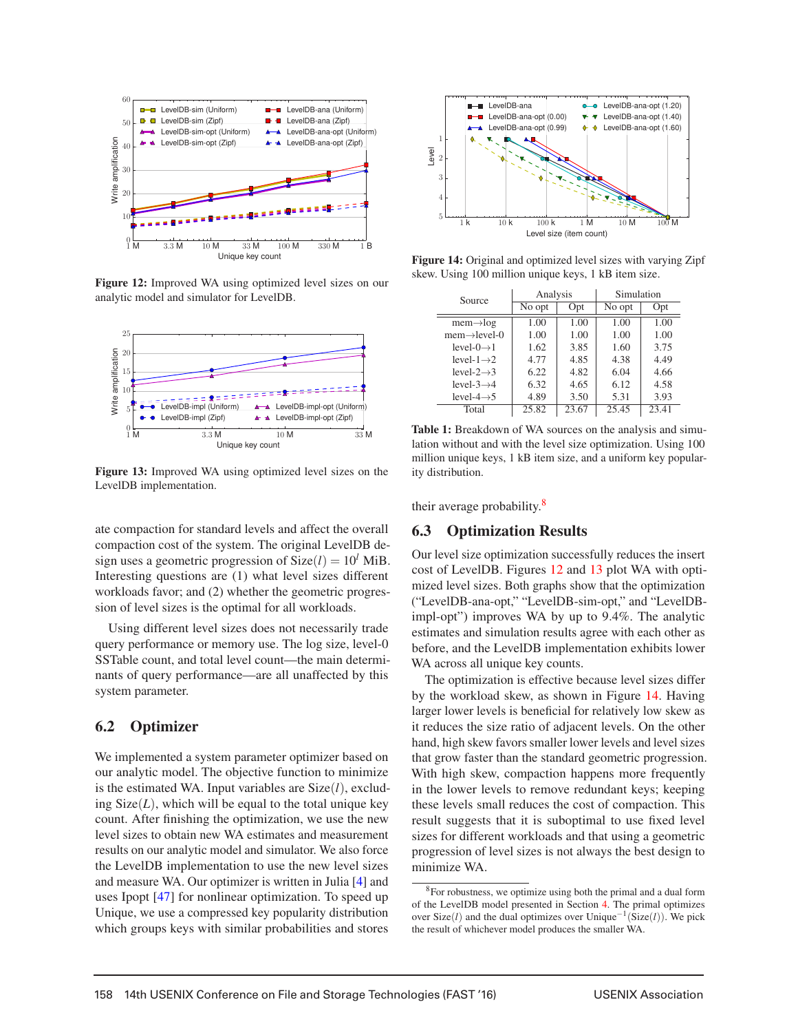Figure 12: Improved WA using optimized level sizes on our analytic model and simulator for LevelDB.

Figure 13: Improved WA using optimized level sizes on the LevelDB implementation.

ate compaction for standard levels and affect the overall compaction cost of the system. The original LevelDB design uses a geometric progression of $\text{Size}(l) = 10^l$ MiB. Interesting questions are (1) what level sizes different workloads favor; and (2) whether the geometric progression of level sizes is the optimal for all workloads.

Using different level sizes does not necessarily trade query performance or memory use. The log size, level-0 SSTable count, and total level count—the main determinants of query performance—are all unaffected by this system parameter.

## 6.2 Optimizer

We implemented a system parameter optimizer based on our analytic model. The objective function to minimize is the estimated WA. Input variables are $\text{Size}(l)$, excluding $\text{Size}(L)$, which will be equal to the total unique key count. After finishing the optimization, we use the new level sizes to obtain new WA estimates and measurement results on our analytic model and simulator. We also force the LevelDB implementation to use the new level sizes and measure WA. Our optimizer is written in Julia [4] and uses Ipopt [47] for nonlinear optimization. To speed up Unique, we use a compressed key popularity distribution which groups keys with similar probabilities and stores their average probability.[8]

Figure 14: Original and optimized level sizes with varying Zipf skew. Using 100 million unique keys, 1 kB item size.

| Source | Analysis | | Simulation | |
|---|---|---|---|---|
| | No opt | Opt | No opt | Opt |
| mem→log | 1.00 | 1.00 | 1.00 | 1.00 |
| mem→level-0 | 1.00 | 1.00 | 1.00 | 1.00 |
| level-0→1 | 1.62 | 3.85 | 1.60 | 3.75 |
| level-1→2 | 4.77 | 4.85 | 4.38 | 4.49 |
| level-2→3 | 6.22 | 4.82 | 6.04 | 4.66 |
| level-3→4 | 6.32 | 4.65 | 6.12 | 4.58 |
| level-4→5 | 4.89 | 3.50 | 5.31 | 3.93 |
| Total | 25.82 | 23.67 | 25.45 | 23.41 |

Table 1: Breakdown of WA sources on the analysis and simulation without and with the level size optimization. Using 100 million unique keys, 1 kB item size, and a uniform key popularity distribution.

## 6.3 Optimization Results

Our level size optimization successfully reduces the insert cost of LevelDB. Figures 12 and 13 plot WA with optimized level sizes. Both graphs show that the optimization ("LevelDB-ana-opt," "LevelDB-sim-opt," and "LevelDB-impl-opt") improves WA by up to 9.4%. The analytic estimates and simulation results agree with each other as before, and the LevelDB implementation exhibits lower WA across all unique key counts.

The optimization is effective because level sizes differ by the workload skew, as shown in Figure 14. Having larger lower levels is beneficial for relatively low skew as it reduces the size ratio of adjacent levels. On the other hand, high skew favors smaller lower levels and level sizes that grow faster than the standard geometric progression. With high skew, compaction happens more frequently in the lower levels to remove redundant keys; keeping these levels small reduces the cost of compaction. This result suggests that it is suboptimal to use fixed level sizes for different workloads and that using a geometric progression of level sizes is not always the best design to minimize WA.

[8] For robustness, we optimize using both the primal and a dual form of the LevelDB model presented in Section 4. The primal optimizes over $\text{Size}(l)$ and the dual optimizes over $\text{Unique}^{-1}(\text{Size}(l))$. We pick the result of whichever model produces the smaller WA.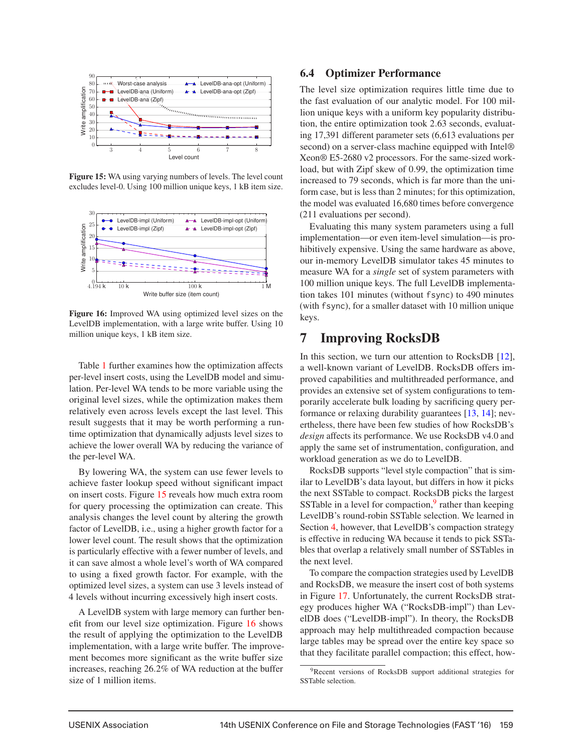Figure 15: WA using varying numbers of levels. The level count excludes level-0. Using 100 million unique keys, 1 kB item size.

Figure 16: Improved WA using optimized level sizes on the LevelDB implementation, with a large write buffer. Using 10 million unique keys, 1 kB item size.

Table 1 further examines how the optimization affects per-level insert costs, using the LevelDB model and simulation. Per-level WA tends to be more variable using the original level sizes, while the optimization makes them relatively even across levels except the last level. This result suggests that it may be worth performing a runtime optimization that dynamically adjusts level sizes to achieve the lower overall WA by reducing the variance of the per-level WA.

By lowering WA, the system can use fewer levels to achieve faster lookup speed without significant impact on insert costs. Figure 15 reveals how much extra room for query processing the optimization can create. This analysis changes the level count by altering the growth factor of LevelDB, i.e., using a higher growth factor for a lower level count. The result shows that the optimization is particularly effective with a fewer number of levels, and it can save almost a whole level's worth of WA compared to using a fixed growth factor. For example, with the optimized level sizes, a system can use 3 levels instead of 4 levels without incurring excessively high insert costs.

A LevelDB system with large memory can further benefit from our level size optimization. Figure 16 shows the result of applying the optimization to the LevelDB implementation, with a large write buffer. The improvement becomes more significant as the write buffer size increases, reaching 26.2% of WA reduction at the buffer size of 1 million items.

## 6.4 Optimizer Performance

The level size optimization requires little time due to the fast evaluation of our analytic model. For 100 million unique keys with a uniform key popularity distribution, the entire optimization took 2.63 seconds, evaluating 17,391 different parameter sets (6,613 evaluations per second) on a server-class machine equipped with Intel® Xeon® E5-2680 v2 processors. For the same-sized workload, but with Zipf skew of 0.99, the optimization time increased to 79 seconds, which is far more than the uniform case, but is less than 2 minutes; for this optimization, the model was evaluated 16,680 times before convergence (211 evaluations per second).

Evaluating this many system parameters using a full implementation—or even item-level simulation—is prohibitively expensive. Using the same hardware as above, our in-memory LevelDB simulator takes 45 minutes to measure WA for a *single* set of system parameters with 100 million unique keys. The full LevelDB implementation takes 101 minutes (without fsync) to 490 minutes (with fsync), for a smaller dataset with 10 million unique keys.

# 7 Improving RocksDB

In this section, we turn our attention to RocksDB [12], a well-known variant of LevelDB. RocksDB offers improved capabilities and multithreaded performance, and provides an extensive set of system configurations to temporarily accelerate bulk loading by sacrificing query performance or relaxing durability guarantees [13, 14]; nevertheless, there have been few studies of how RocksDB's *design* affects its performance. We use RocksDB v4.0 and apply the same set of instrumentation, configuration, and workload generation as we do to LevelDB.

RocksDB supports "level style compaction" that is similar to LevelDB's data layout, but differs in how it picks the next SSTable to compact. RocksDB picks the largest SSTable in a level for compaction,[9] rather than keeping LevelDB's round-robin SSTable selection. We learned in Section 4, however, that LevelDB's compaction strategy is effective in reducing WA because it tends to pick SSTables that overlap a relatively small number of SSTables in the next level.

To compare the compaction strategies used by LevelDB and RocksDB, we measure the insert cost of both systems in Figure 17. Unfortunately, the current RocksDB strategy produces higher WA ("RocksDB-impl") than LevelDB does ("LevelDB-impl"). In theory, the RocksDB approach may help multithreaded compaction because large tables may be spread over the entire key space so that they facilitate parallel compaction; this effect, how-

[9] Recent versions of RocksDB support additional strategies for SSTable selection.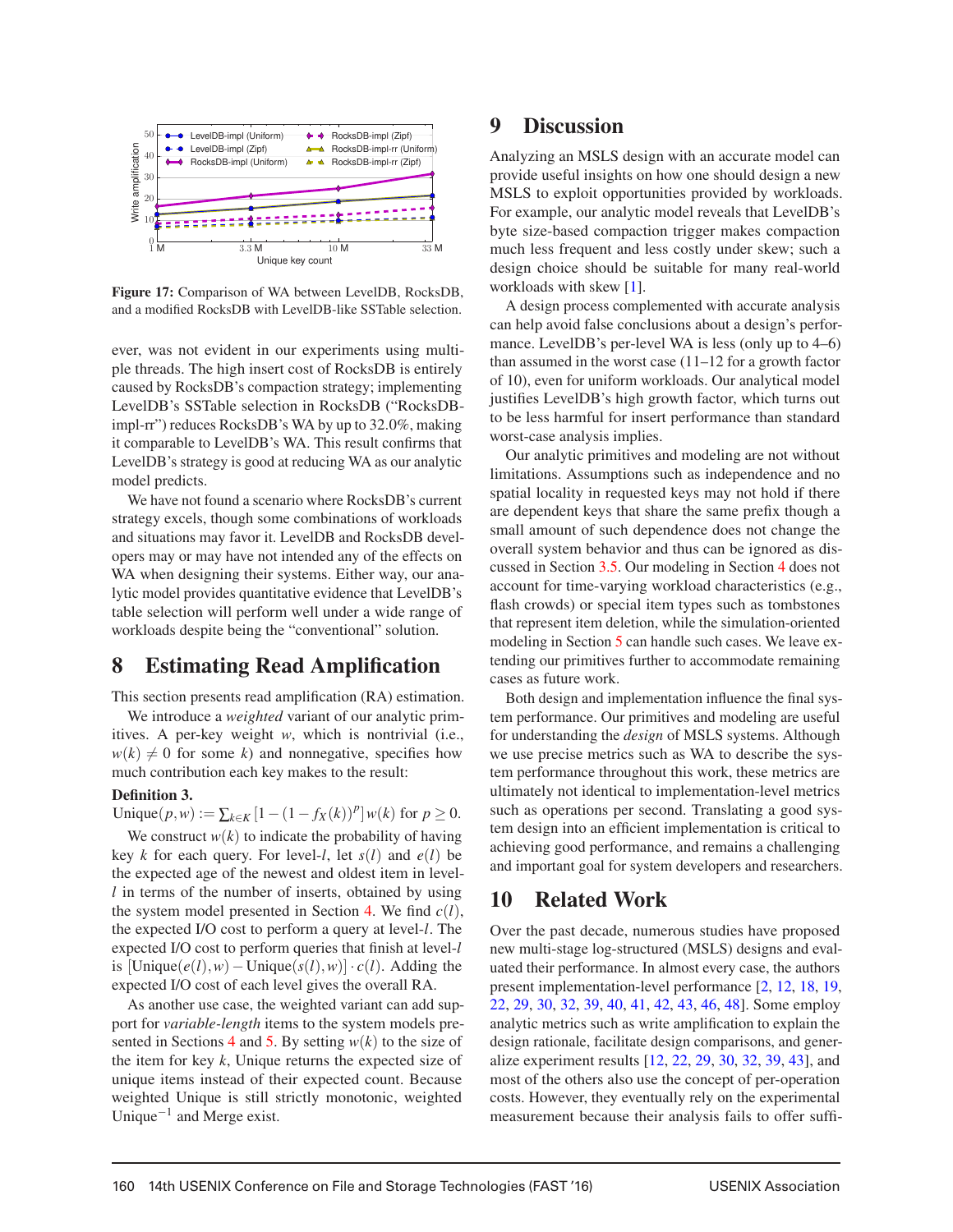Figure 17: Comparison of WA between LevelDB, RocksDB, and a modified RocksDB with LevelDB-like SSTable selection.

ever, was not evident in our experiments using multiple threads. The high insert cost of RocksDB is entirely caused by RocksDB's compaction strategy; implementing LevelDB's SSTable selection in RocksDB ("RocksDB-impl-rr") reduces RocksDB's WA by up to 32.0%, making it comparable to LevelDB's WA. This result confirms that LevelDB's strategy is good at reducing WA as our analytic model predicts.

We have not found a scenario where RocksDB's current strategy excels, though some combinations of workloads and situations may favor it. LevelDB and RocksDB developers may or may have not intended any of the effects on WA when designing their systems. Either way, our analytic model provides quantitative evidence that LevelDB's table selection will perform well under a wide range of workloads despite being the "conventional" solution.

# 8 Estimating Read Amplification

This section presents read amplification (RA) estimation.

We introduce a *weighted* variant of our analytic primitives. A per-key weight $w$, which is nontrivial (i.e., $w(k) \neq 0$ for some $k$) and nonnegative, specifies how much contribution each key makes to the result:

**Definition 3.**
$\text{Unique}(p, w) := \sum_{k \in K} [1 - (1 - f_X(k))^p] \, w(k)$ for $p \geq 0$.

We construct $w(k)$ to indicate the probability of having key $k$ for each query. For level-$l$, let $s(l)$ and $e(l)$ be the expected age of the newest and oldest item in level-$l$ in terms of the number of inserts, obtained by using the system model presented in Section 4. We find $c(l)$, the expected I/O cost to perform a query at level-$l$. The expected I/O cost to perform queries that finish at level-$l$ is $[\text{Unique}(e(l), w) - \text{Unique}(s(l), w)] \cdot c(l)$. Adding the expected I/O cost of each level gives the overall RA.

As another use case, the weighted variant can add support for *variable-length* items to the system models presented in Sections 4 and 5. By setting $w(k)$ to the size of the item for key $k$, Unique returns the expected size of unique items instead of their expected count. Because weighted Unique is still strictly monotonic, weighted $\text{Unique}^{-1}$ and Merge exist.

# 9 Discussion

Analyzing an MSLS design with an accurate model can provide useful insights on how one should design a new MSLS to exploit opportunities provided by workloads. For example, our analytic model reveals that LevelDB's byte size-based compaction trigger makes compaction much less frequent and less costly under skew; such a design choice should be suitable for many real-world workloads with skew [1].

A design process complemented with accurate analysis can help avoid false conclusions about a design's performance. LevelDB's per-level WA is less (only up to 4–6) than assumed in the worst case (11–12 for a growth factor of 10), even for uniform workloads. Our analytical model justifies LevelDB's high growth factor, which turns out to be less harmful for insert performance than standard worst-case analysis implies.

Our analytic primitives and modeling are not without limitations. Assumptions such as independence and no spatial locality in requested keys may not hold if there are dependent keys that share the same prefix though a small amount of such dependence does not change the overall system behavior and thus can be ignored as discussed in Section 3.5. Our modeling in Section 4 does not account for time-varying workload characteristics (e.g., flash crowds) or special item types such as tombstones that represent item deletion, while the simulation-oriented modeling in Section 5 can handle such cases. We leave extending our primitives further to accommodate remaining cases as future work.

Both design and implementation influence the final system performance. Our primitives and modeling are useful for understanding the *design* of MSLS systems. Although we use precise metrics such as WA to describe the system performance throughout this work, these metrics are ultimately not identical to implementation-level metrics such as operations per second. Translating a good system design into an efficient implementation is critical to achieving good performance, and remains a challenging and important goal for system developers and researchers.

# 10 Related Work

Over the past decade, numerous studies have proposed new multi-stage log-structured (MSLS) designs and evaluated their performance. In almost every case, the authors present implementation-level performance [2, 12, 18, 19, 22, 29, 30, 32, 39, 40, 41, 42, 43, 46, 48]. Some employ analytic metrics such as write amplification to explain the design rationale, facilitate design comparisons, and generalize experiment results [12, 22, 29, 30, 32, 39, 43], and most of the others also use the concept of per-operation costs. However, they eventually rely on the experimental measurement because their analysis fails to offer suffi-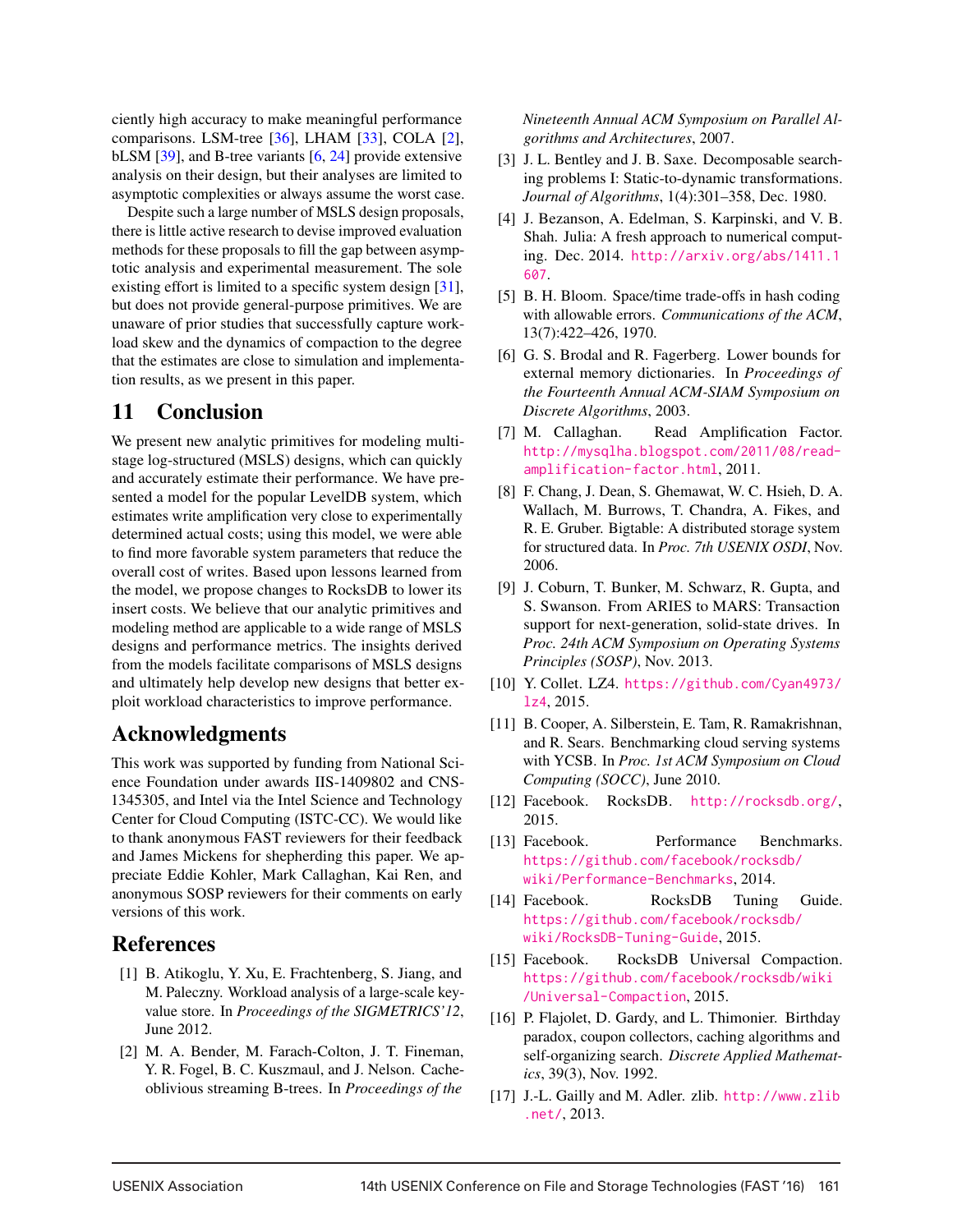ciently high accuracy to make meaningful performance comparisons. LSM-tree [36], LHAM [33], COLA [2], bLSM [39], and B-tree variants [6, 24] provide extensive analysis on their design, but their analyses are limited to asymptotic complexities or always assume the worst case.

Despite such a large number of MSLS design proposals, there is little active research to devise improved evaluation methods for these proposals to fill the gap between asymptotic analysis and experimental measurement. The sole existing effort is limited to a specific system design [31], but does not provide general-purpose primitives. We are unaware of prior studies that successfully capture workload skew and the dynamics of compaction to the degree that the estimates are close to simulation and implementation results, as we present in this paper.

## 11 Conclusion

We present new analytic primitives for modeling multi-stage log-structured (MSLS) designs, which can quickly and accurately estimate their performance. We have presented a model for the popular LevelDB system, which estimates write amplification very close to experimentally determined actual costs; using this model, we were able to find more favorable system parameters that reduce the overall cost of writes. Based upon lessons learned from the model, we propose changes to RocksDB to lower its insert costs. We believe that our analytic primitives and modeling method are applicable to a wide range of MSLS designs and performance metrics. The insights derived from the models facilitate comparisons of MSLS designs and ultimately help develop new designs that better exploit workload characteristics to improve performance.

## Acknowledgments

This work was supported by funding from National Science Foundation under awards IIS-1409802 and CNS-1345305, and Intel via the Intel Science and Technology Center for Cloud Computing (ISTC-CC). We would like to thank anonymous FAST reviewers for their feedback and James Mickens for shepherding this paper. We appreciate Eddie Kohler, Mark Callaghan, Kai Ren, and anonymous SOSP reviewers for their comments on early versions of this work.

## References

[1] B. Atikoglu, Y. Xu, E. Frachtenberg, S. Jiang, and M. Paleczny. Workload analysis of a large-scale key-value store. In *Proceedings of the SIGMETRICS'12*, June 2012.

[2] M. A. Bender, M. Farach-Colton, J. T. Fineman, Y. R. Fogel, B. C. Kuszmaul, and J. Nelson. Cache-oblivious streaming B-trees. In *Proceedings of the Nineteenth Annual ACM Symposium on Parallel Algorithms and Architectures*, 2007.

[3] J. L. Bentley and J. B. Saxe. Decomposable searching problems I: Static-to-dynamic transformations. *Journal of Algorithms*, 1(4):301–358, Dec. 1980.

[4] J. Bezanson, A. Edelman, S. Karpinski, and V. B. Shah. Julia: A fresh approach to numerical computing. Dec. 2014. http://arxiv.org/abs/1411.1607.

[5] B. H. Bloom. Space/time trade-offs in hash coding with allowable errors. *Communications of the ACM*, 13(7):422–426, 1970.

[6] G. S. Brodal and R. Fagerberg. Lower bounds for external memory dictionaries. In *Proceedings of the Fourteenth Annual ACM-SIAM Symposium on Discrete Algorithms*, 2003.

[7] M. Callaghan. Read Amplification Factor. http://mysqlha.blogspot.com/2011/08/read-amplification-factor.html, 2011.

[8] F. Chang, J. Dean, S. Ghemawat, W. C. Hsieh, D. A. Wallach, M. Burrows, T. Chandra, A. Fikes, and R. E. Gruber. Bigtable: A distributed storage system for structured data. In *Proc. 7th USENIX OSDI*, Nov. 2006.

[9] J. Coburn, T. Bunker, M. Schwarz, R. Gupta, and S. Swanson. From ARIES to MARS: Transaction support for next-generation, solid-state drives. In *Proc. 24th ACM Symposium on Operating Systems Principles (SOSP)*, Nov. 2013.

[10] Y. Collet. LZ4. https://github.com/Cyan4973/lz4, 2015.

[11] B. Cooper, A. Silberstein, E. Tam, R. Ramakrishnan, and R. Sears. Benchmarking cloud serving systems with YCSB. In *Proc. 1st ACM Symposium on Cloud Computing (SOCC)*, June 2010.

[12] Facebook. RocksDB. http://rocksdb.org/, 2015.

[13] Facebook. Performance Benchmarks. https://github.com/facebook/rocksdb/wiki/Performance-Benchmarks, 2014.

[14] Facebook. RocksDB Tuning Guide. https://github.com/facebook/rocksdb/wiki/RocksDB-Tuning-Guide, 2015.

[15] Facebook. RocksDB Universal Compaction. https://github.com/facebook/rocksdb/wiki/Universal-Compaction, 2015.

[16] P. Flajolet, D. Gardy, and L. Thimonier. Birthday paradox, coupon collectors, caching algorithms and self-organizing search. *Discrete Applied Mathematics*, 39(3), Nov. 1992.

[17] J.-L. Gailly and M. Adler. zlib. http://www.zlib.net/, 2013.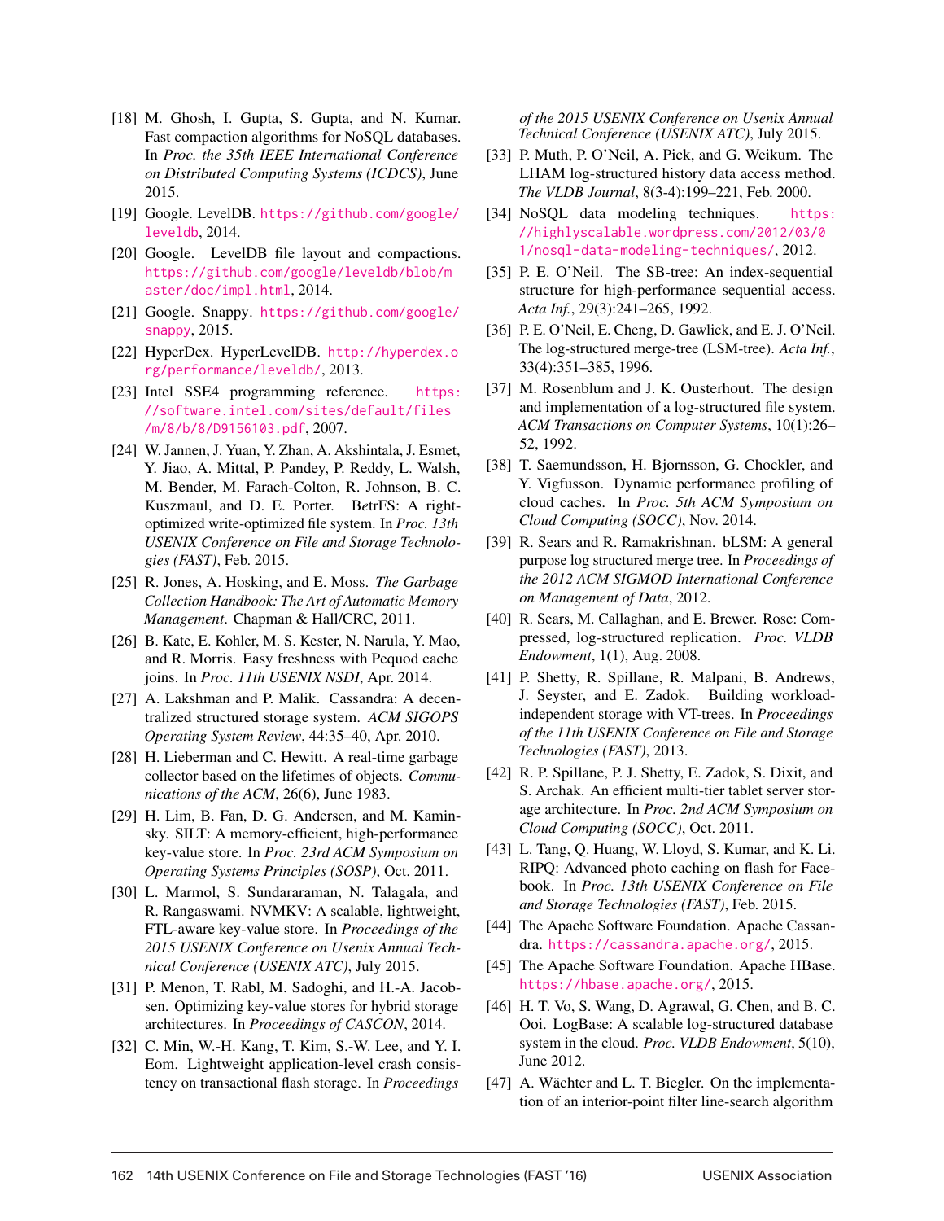[18] M. Ghosh, I. Gupta, S. Gupta, and N. Kumar. Fast compaction algorithms for NoSQL databases. In *Proc. the 35th IEEE International Conference on Distributed Computing Systems (ICDCS)*, June 2015.

[19] Google. LevelDB. https://github.com/google/leveldb, 2014.

[20] Google. LevelDB file layout and compactions. https://github.com/google/leveldb/blob/master/doc/impl.html, 2014.

[21] Google. Snappy. https://github.com/google/snappy, 2015.

[22] HyperDex. HyperLevelDB. http://hyperdex.org/performance/leveldb/, 2013.

[23] Intel SSE4 programming reference. https://software.intel.com/sites/default/files/m/8/b/8/D9156103.pdf, 2007.

[24] W. Jannen, J. Yuan, Y. Zhan, A. Akshintala, J. Esmet, Y. Jiao, A. Mittal, P. Pandey, P. Reddy, L. Walsh, M. Bender, M. Farach-Colton, R. Johnson, B. C. Kuszmaul, and D. E. Porter. BetrFS: A right-optimized write-optimized file system. In *Proc. 13th USENIX Conference on File and Storage Technologies (FAST)*, Feb. 2015.

[25] R. Jones, A. Hosking, and E. Moss. *The Garbage Collection Handbook: The Art of Automatic Memory Management*. Chapman & Hall/CRC, 2011.

[26] B. Kate, E. Kohler, M. S. Kester, N. Narula, Y. Mao, and R. Morris. Easy freshness with Pequod cache joins. In *Proc. 11th USENIX NSDI*, Apr. 2014.

[27] A. Lakshman and P. Malik. Cassandra: A decentralized structured storage system. *ACM SIGOPS Operating System Review*, 44:35–40, Apr. 2010.

[28] H. Lieberman and C. Hewitt. A real-time garbage collector based on the lifetimes of objects. *Communications of the ACM*, 26(6), June 1983.

[29] H. Lim, B. Fan, D. G. Andersen, and M. Kaminsky. SILT: A memory-efficient, high-performance key-value store. In *Proc. 23rd ACM Symposium on Operating Systems Principles (SOSP)*, Oct. 2011.

[30] L. Marmol, S. Sundararaman, N. Talagala, and R. Rangaswami. NVMKV: A scalable, lightweight, FTL-aware key-value store. In *Proceedings of the 2015 USENIX Conference on Usenix Annual Technical Conference (USENIX ATC)*, July 2015.

[31] P. Menon, T. Rabl, M. Sadoghi, and H.-A. Jacobsen. Optimizing key-value stores for hybrid storage architectures. In *Proceedings of CASCON*, 2014.

[32] C. Min, W.-H. Kang, T. Kim, S.-W. Lee, and Y. I. Eom. Lightweight application-level crash consistency on transactional flash storage. In *Proceedings of the 2015 USENIX Conference on Usenix Annual Technical Conference (USENIX ATC)*, July 2015.

[33] P. Muth, P. O'Neil, A. Pick, and G. Weikum. The LHAM log-structured history data access method. *The VLDB Journal*, 8(3-4):199–221, Feb. 2000.

[34] NoSQL data modeling techniques. https://highlyscalable.wordpress.com/2012/03/01/nosql-data-modeling-techniques/, 2012.

[35] P. E. O'Neil. The SB-tree: An index-sequential structure for high-performance sequential access. *Acta Inf.*, 29(3):241–265, 1992.

[36] P. E. O'Neil, E. Cheng, D. Gawlick, and E. J. O'Neil. The log-structured merge-tree (LSM-tree). *Acta Inf.*, 33(4):351–385, 1996.

[37] M. Rosenblum and J. K. Ousterhout. The design and implementation of a log-structured file system. *ACM Transactions on Computer Systems*, 10(1):26–52, 1992.

[38] T. Saemundsson, H. Bjornsson, G. Chockler, and Y. Vigfusson. Dynamic performance profiling of cloud caches. In *Proc. 5th ACM Symposium on Cloud Computing (SOCC)*, Nov. 2014.

[39] R. Sears and R. Ramakrishnan. bLSM: A general purpose log structured merge tree. In *Proceedings of the 2012 ACM SIGMOD International Conference on Management of Data*, 2012.

[40] R. Sears, M. Callaghan, and E. Brewer. Rose: Compressed, log-structured replication. *Proc. VLDB Endowment*, 1(1), Aug. 2008.

[41] P. Shetty, R. Spillane, R. Malpani, B. Andrews, J. Seyster, and E. Zadok. Building workload-independent storage with VT-trees. In *Proceedings of the 11th USENIX Conference on File and Storage Technologies (FAST)*, 2013.

[42] R. P. Spillane, P. J. Shetty, E. Zadok, S. Dixit, and S. Archak. An efficient multi-tier tablet server storage architecture. In *Proc. 2nd ACM Symposium on Cloud Computing (SOCC)*, Oct. 2011.

[43] L. Tang, Q. Huang, W. Lloyd, S. Kumar, and K. Li. RIPQ: Advanced photo caching on flash for Facebook. In *Proc. 13th USENIX Conference on File and Storage Technologies (FAST)*, Feb. 2015.

[44] The Apache Software Foundation. Apache Cassandra. https://cassandra.apache.org/, 2015.

[45] The Apache Software Foundation. Apache HBase. https://hbase.apache.org/, 2015.

[46] H. T. Vo, S. Wang, D. Agrawal, G. Chen, and B. C. Ooi. LogBase: A scalable log-structured database system in the cloud. *Proc. VLDB Endowment*, 5(10), June 2012.

[47] A. Wächter and L. T. Biegler. On the implementation of an interior-point filter line-search algorithm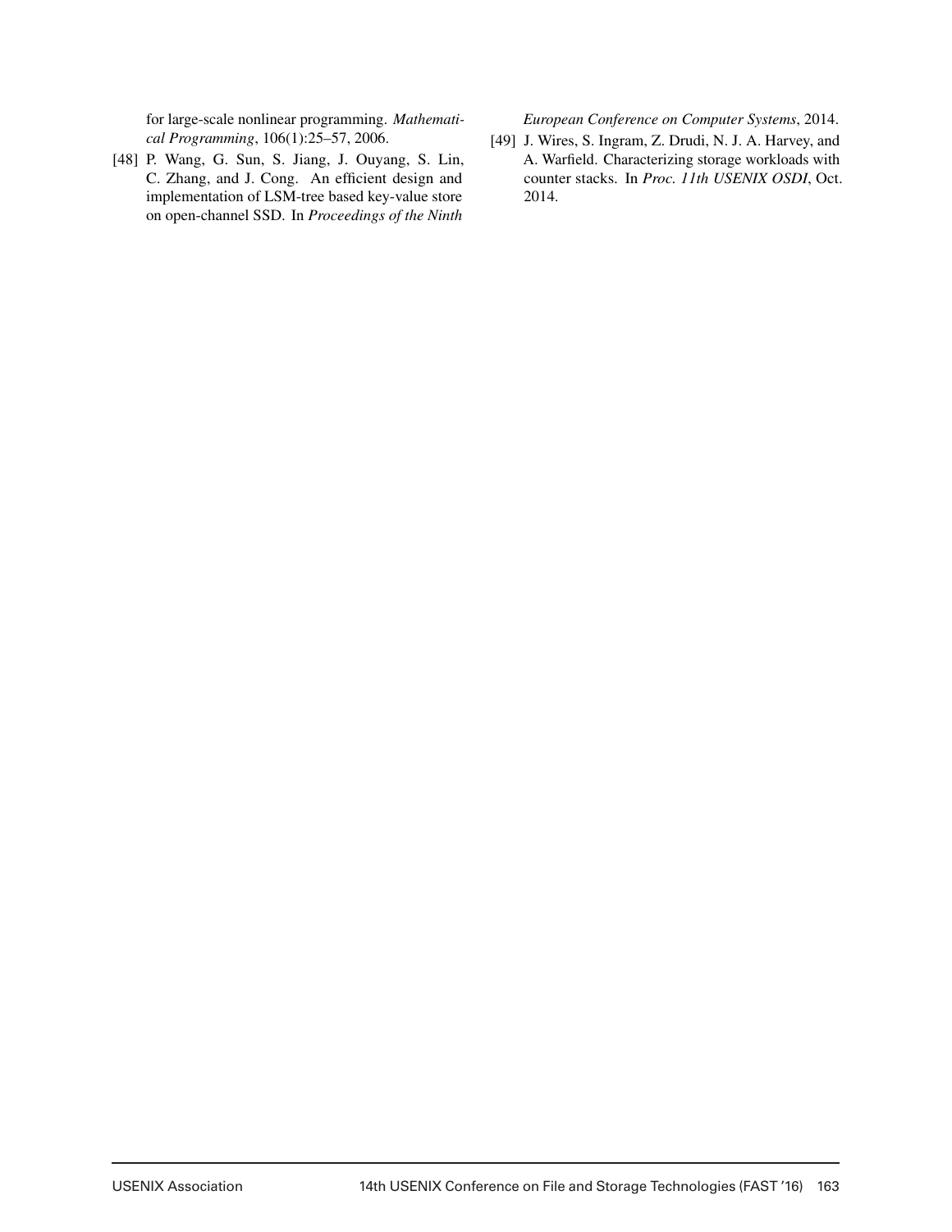for large-scale nonlinear programming. *Mathematical Programming*, 106(1):25–57, 2006.

[48] P. Wang, G. Sun, S. Jiang, J. Ouyang, S. Lin, C. Zhang, and J. Cong. An efficient design and implementation of LSM-tree based key-value store on open-channel SSD. In *Proceedings of the Ninth European Conference on Computer Systems*, 2014.

[49] J. Wires, S. Ingram, Z. Drudi, N. J. A. Harvey, and A. Warfield. Characterizing storage workloads with counter stacks. In *Proc. 11th USENIX OSDI*, Oct. 2014.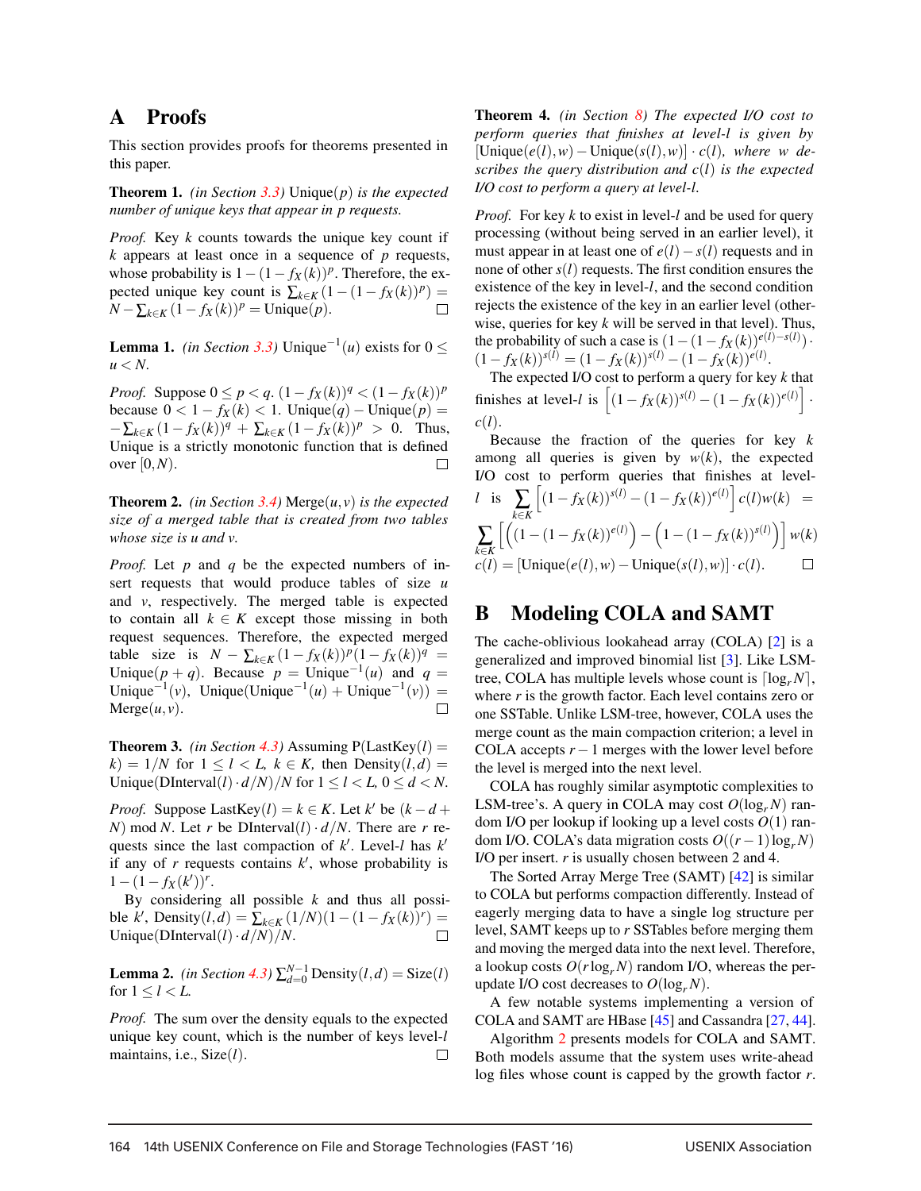# A Proofs

This section provides proofs for theorems presented in this paper.

**Theorem 1.** *(in Section 3.3)* $\text{Unique}(p)$ *is the expected number of unique keys that appear in p requests.*

*Proof.* Key $k$ counts towards the unique key count if $k$ appears at least once in a sequence of $p$ requests, whose probability is $1-(1-f_X(k))^p$. Therefore, the expected unique key count is $\sum_{k\in K}(1-(1-f_X(k))^p) = N - \sum_{k\in K}(1-f_X(k))^p = \text{Unique}(p)$. □

**Lemma 1.** *(in Section 3.3)* $\text{Unique}^{-1}(u)$ *exists for* $0 \le u < N$.

*Proof.* Suppose $0 \le p < q$. $(1-f_X(k))^q < (1-f_X(k))^p$ because $0 < 1-f_X(k) < 1$. $\text{Unique}(q) - \text{Unique}(p) = -\sum_{k\in K}(1-f_X(k))^q + \sum_{k\in K}(1-f_X(k))^p > 0$. Thus, Unique is a strictly monotonic function that is defined over $[0,N)$. □

**Theorem 2.** *(in Section 3.4)* $\text{Merge}(u,v)$ *is the expected size of a merged table that is created from two tables whose size is u and v.*

*Proof.* Let $p$ and $q$ be the expected numbers of insert requests that would produce tables of size $u$ and $v$, respectively. The merged table is expected to contain all $k \in K$ except those missing in both request sequences. Therefore, the expected merged table size is $N - \sum_{k\in K}(1-f_X(k))^p(1-f_X(k))^q = \text{Unique}(p+q)$. Because $p = \text{Unique}^{-1}(u)$ and $q = \text{Unique}^{-1}(v)$, $\text{Unique}(\text{Unique}^{-1}(u) + \text{Unique}^{-1}(v)) = \text{Merge}(u,v)$. □

**Theorem 3.** *(in Section 4.3) Assuming* $\text{P}(\text{LastKey}(l) = k) = 1/N$ *for* $1 \le l < L$, $k \in K$, *then* $\text{Density}(l,d) = \text{Unique}(\text{DInterval}(l)\cdot d/N)/N$ *for* $1 \le l < L$, $0 \le d < N$.

*Proof.* Suppose $\text{LastKey}(l) = k \in K$. Let $k'$ be $(k-d+N) \bmod N$. Let $r$ be $\text{DInterval}(l)\cdot d/N$. There are $r$ requests since the last compaction of $k'$. Level-$l$ has $k'$ if any of $r$ requests contains $k'$, whose probability is $1-(1-f_X(k'))^r$.

By considering all possible $k$ and thus all possible $k'$, $\text{Density}(l,d) = \sum_{k\in K}(1/N)(1-(1-f_X(k))^r) = \text{Unique}(\text{DInterval}(l)\cdot d/N)/N$. □

**Lemma 2.** *(in Section 4.3)* $\sum_{d=0}^{N-1}\text{Density}(l,d) = \text{Size}(l)$ *for* $1 \le l < L$.

*Proof.* The sum over the density equals to the expected unique key count, which is the number of keys level-$l$ maintains, i.e., $\text{Size}(l)$. □

**Theorem 4.** *(in Section 8) The expected I/O cost to perform queries that finishes at level-l is given by* $[\text{Unique}(e(l),w) - \text{Unique}(s(l),w)]\cdot c(l)$, *where w describes the query distribution and* $c(l)$ *is the expected I/O cost to perform a query at level-l.*

*Proof.* For key $k$ to exist in level-$l$ and be used for query processing (without being served in an earlier level), it must appear in at least one of $e(l)-s(l)$ requests and in none of other $s(l)$ requests. The first condition ensures the existence of the key in level-$l$, and the second condition rejects the existence of the key in an earlier level (otherwise, queries for key $k$ will be served in that level). Thus, the probability of such a case is $(1-(1-f_X(k))^{e(l)-s(l)})\cdot(1-f_X(k))^{s(l)} = (1-f_X(k))^{s(l)} - (1-f_X(k))^{e(l)}$.

The expected I/O cost to perform a query for key $k$ that finishes at level-$l$ is $\left[(1-f_X(k))^{s(l)} - (1-f_X(k))^{e(l)}\right]\cdot c(l)$.

Because the fraction of the queries for key $k$ among all queries is given by $w(k)$, the expected I/O cost to perform queries that finishes at level-$l$ is $\sum_{k\in K}\left[(1-f_X(k))^{s(l)} - (1-f_X(k))^{e(l)}\right]c(l)w(k) = \sum_{k\in K}\left[\left((1-(1-f_X(k))^{e(l)}\right) - \left(1-(1-f_X(k))^{s(l)}\right)\right]w(k)$ $c(l) = [\text{Unique}(e(l),w) - \text{Unique}(s(l),w)]\cdot c(l)$. □

# B Modeling COLA and SAMT

The cache-oblivious lookahead array (COLA) [2] is a generalized and improved binomial list [3]. Like LSM-tree, COLA has multiple levels whose count is $\lceil\log_r N\rceil$, where $r$ is the growth factor. Each level contains zero or one SSTable. Unlike LSM-tree, however, COLA uses the merge count as the main compaction criterion; a level in COLA accepts $r-1$ merges with the lower level before the level is merged into the next level.

COLA has roughly similar asymptotic complexities to LSM-tree's. A query in COLA may cost $O(\log_r N)$ random I/O per lookup if looking up a level costs $O(1)$ random I/O. COLA's data migration costs $O((r-1)\log_r N)$ I/O per insert. $r$ is usually chosen between 2 and 4.

The Sorted Array Merge Tree (SAMT) [42] is similar to COLA but performs compaction differently. Instead of eagerly merging data to have a single log structure per level, SAMT keeps up to $r$ SSTables before merging them and moving the merged data into the next level. Therefore, a lookup costs $O(r\log_r N)$ random I/O, whereas the per-update I/O cost decreases to $O(\log_r N)$.

A few notable systems implementing a version of COLA and SAMT are HBase [45] and Cassandra [27, 44].

Algorithm 2 presents models for COLA and SAMT. Both models assume that the system uses write-ahead log files whose count is capped by the growth factor $r$.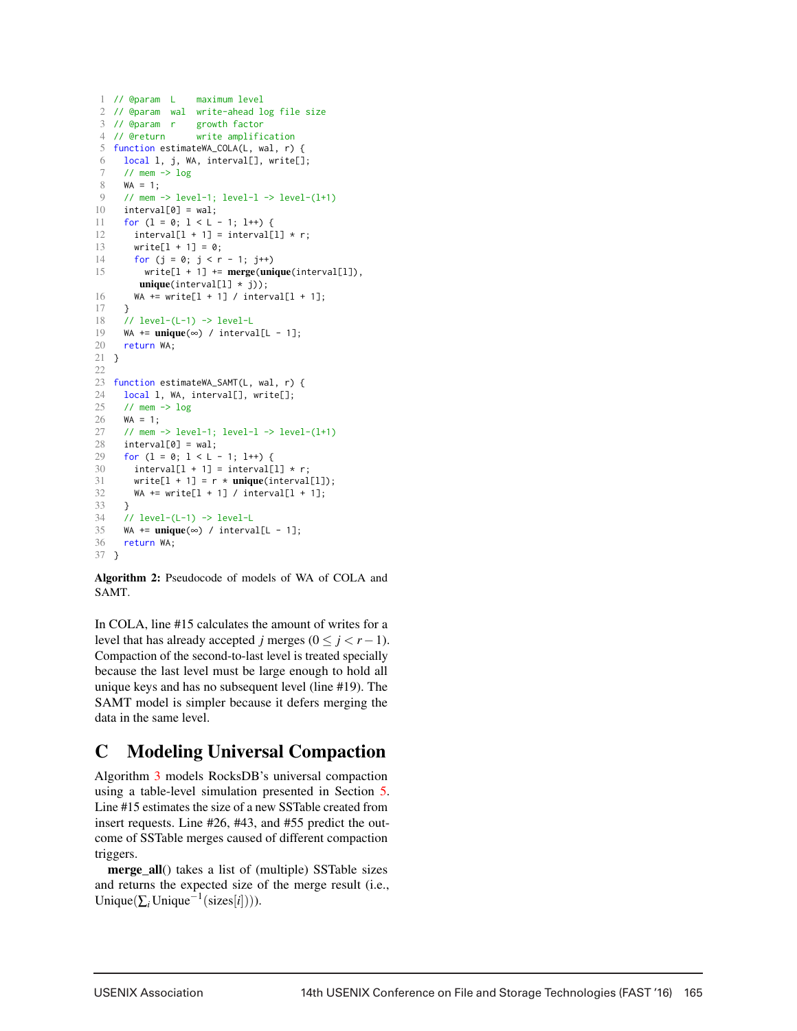```
1  // @param  L    maximum level
2  // @param  wal  write-ahead log file size
3  // @param  r    growth factor
4  // @return      write amplification
5  function estimateWA_COLA(L, wal, r) {
6    local l, j, WA, interval[], write[];
7    // mem -> log
8    WA = 1;
9    // mem -> level-1; level-l -> level-(l+1)
10   interval[0] = wal;
11   for (l = 0; l < L - 1; l++) {
12     interval[l + 1] = interval[l] * r;
13     write[l + 1] = 0;
14     for (j = 0; j < r - 1; j++)
15       write[l + 1] += merge(unique(interval[l]),
       unique(interval[l] * j));
16     WA += write[l + 1] / interval[l + 1];
17   }
18   // level-(L-1) -> level-L
19   WA += unique(∞) / interval[L - 1];
20   return WA;
21 }
22
23 function estimateWA_SAMT(L, wal, r) {
24   local l, WA, interval[], write[];
25   // mem -> log
26   WA = 1;
27   // mem -> level-1; level-l -> level-(l+1)
28   interval[0] = wal;
29   for (l = 0; l < L - 1; l++) {
30     interval[l + 1] = interval[l] * r;
31     write[l + 1] = r * unique(interval[l]);
32     WA += write[l + 1] / interval[l + 1];
33   }
34   // level-(L-1) -> level-L
35   WA += unique(∞) / interval[L - 1];
36   return WA;
37 }
```

**Algorithm 2:** Pseudocode of models of WA of COLA and SAMT.

In COLA, line #15 calculates the amount of writes for a level that has already accepted $j$ merges ($0 \leq j < r-1$). Compaction of the second-to-last level is treated specially because the last level must be large enough to hold all unique keys and has no subsequent level (line #19). The SAMT model is simpler because it defers merging the data in the same level.

# C Modeling Universal Compaction

Algorithm 3 models RocksDB's universal compaction using a table-level simulation presented in Section 5. Line #15 estimates the size of a new SSTable created from insert requests. Line #26, #43, and #55 predict the outcome of SSTable merges caused of different compaction triggers.

**merge_all**() takes a list of (multiple) SSTable sizes and returns the expected size of the merge result (i.e., $\text{Unique}(\sum_i \text{Unique}^{-1}(\text{sizes}[i]))$).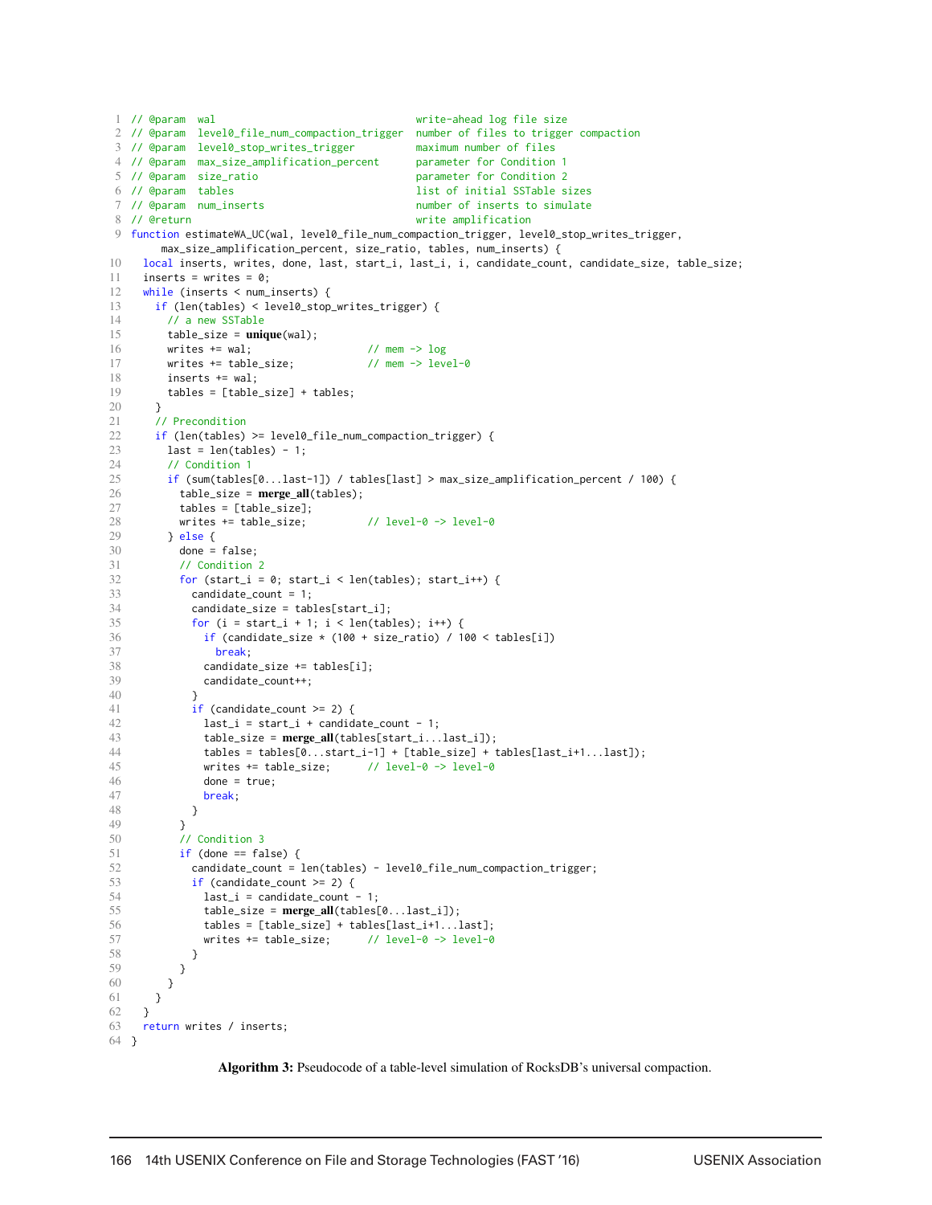```
// @param  wal                               write-ahead log file size
// @param  level0_file_num_compaction_trigger  number of files to trigger compaction
// @param  level0_stop_writes_trigger          maximum number of files
// @param  max_size_amplification_percent      parameter for Condition 1
// @param  size_ratio                          parameter for Condition 2
// @param  tables                              list of initial SSTable sizes
// @param  num_inserts                         number of inserts to simulate
// @return                                     write amplification
function estimateWA_UC(wal, level0_file_num_compaction_trigger, level0_stop_writes_trigger,
     max_size_amplification_percent, size_ratio, tables, num_inserts) {
  local inserts, writes, done, last, start_i, last_i, i, candidate_count, candidate_size, table_size;
  inserts = writes = 0;
  while (inserts < num_inserts) {
    if (len(tables) < level0_stop_writes_trigger) {
      // a new SSTable
      table_size = unique(wal);
      writes += wal;                   // mem -> log
      writes += table_size;            // mem -> level-0
      inserts += wal;
      tables = [table_size] + tables;
    }
    // Precondition
    if (len(tables) >= level0_file_num_compaction_trigger) {
      last = len(tables) - 1;
      // Condition 1
      if (sum(tables[0...last-1]) / tables[last] > max_size_amplification_percent / 100) {
        table_size = merge_all(tables);
        tables = [table_size];
        writes += table_size;          // level-0 -> level-0
      } else {
        done = false;
        // Condition 2
        for (start_i = 0; start_i < len(tables); start_i++) {
          candidate_count = 1;
          candidate_size = tables[start_i];
          for (i = start_i + 1; i < len(tables); i++) {
            if (candidate_size * (100 + size_ratio) / 100 < tables[i])
              break;
            candidate_size += tables[i];
            candidate_count++;
          }
          if (candidate_count >= 2) {
            last_i = start_i + candidate_count - 1;
            table_size = merge_all(tables[start_i...last_i]);
            tables = tables[0...start_i-1] + [table_size] + tables[last_i+1...last];
            writes += table_size;      // level-0 -> level-0
            done = true;
            break;
          }
        }
        // Condition 3
        if (done == false) {
          candidate_count = len(tables) - level0_file_num_compaction_trigger;
          if (candidate_count >= 2) {
            last_i = candidate_count - 1;
            table_size = merge_all(tables[0...last_i]);
            tables = [table_size] + tables[last_i+1...last];
            writes += table_size;      // level-0 -> level-0
          }
        }
      }
    }
  }
  return writes / inserts;
}
```

**Algorithm 3:** Pseudocode of a table-level simulation of RocksDB's universal compaction.